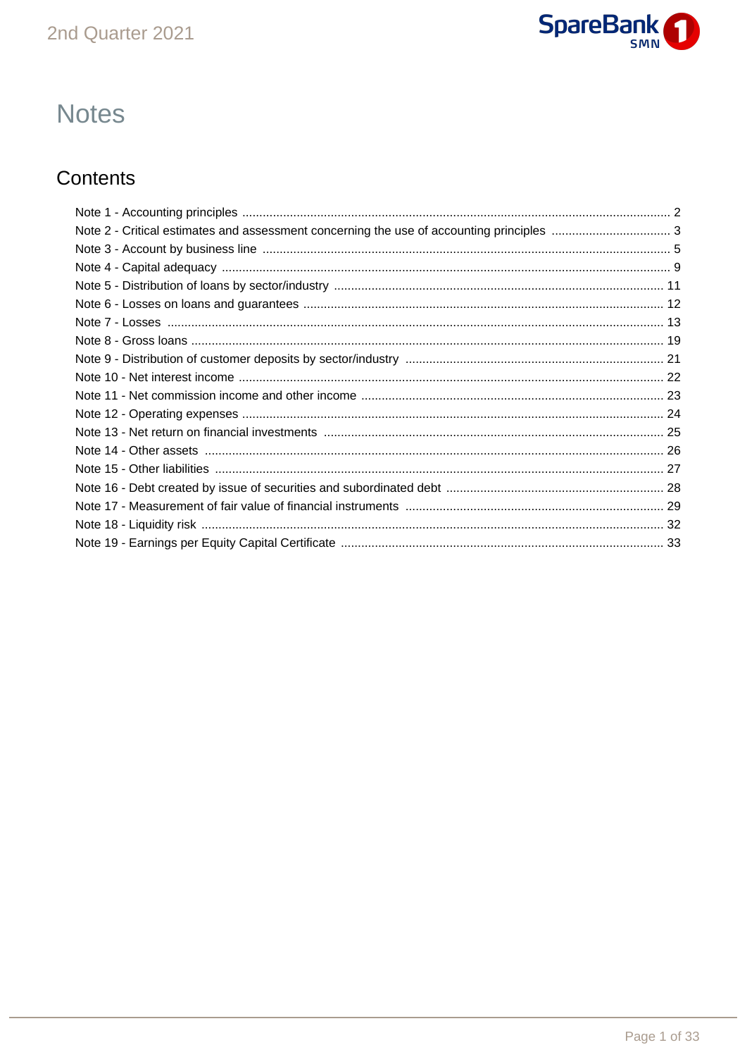# Notes

## Contents

- Note 1 - Accounting principles ... 2
- Note 2 - Critical estimates and assessment concerning the use of accounting principles ... 3
- Note 3 - Account by business line ... 5
- Note 4 - Capital adequacy ... 9
- Note 5 - Distribution of loans by sector/industry ... 11
- Note 6 - Losses on loans and guarantees ... 12
- Note 7 - Losses ... 13
- Note 8 - Gross loans ... 19
- Note 9 - Distribution of customer deposits by sector/industry ... 21
- Note 10 - Net interest income ... 22
- Note 11 - Net commission income and other income ... 23
- Note 12 - Operating expenses ... 24
- Note 13 - Net return on financial investments ... 25
- Note 14 - Other assets ... 26
- Note 15 - Other liabilities ... 27
- Note 16 - Debt created by issue of securities and subordinated debt ... 28
- Note 17 - Measurement of fair value of financial instruments ... 29
- Note 18 - Liquidity risk ... 32
- Note 19 - Earnings per Equity Capital Certificate ... 33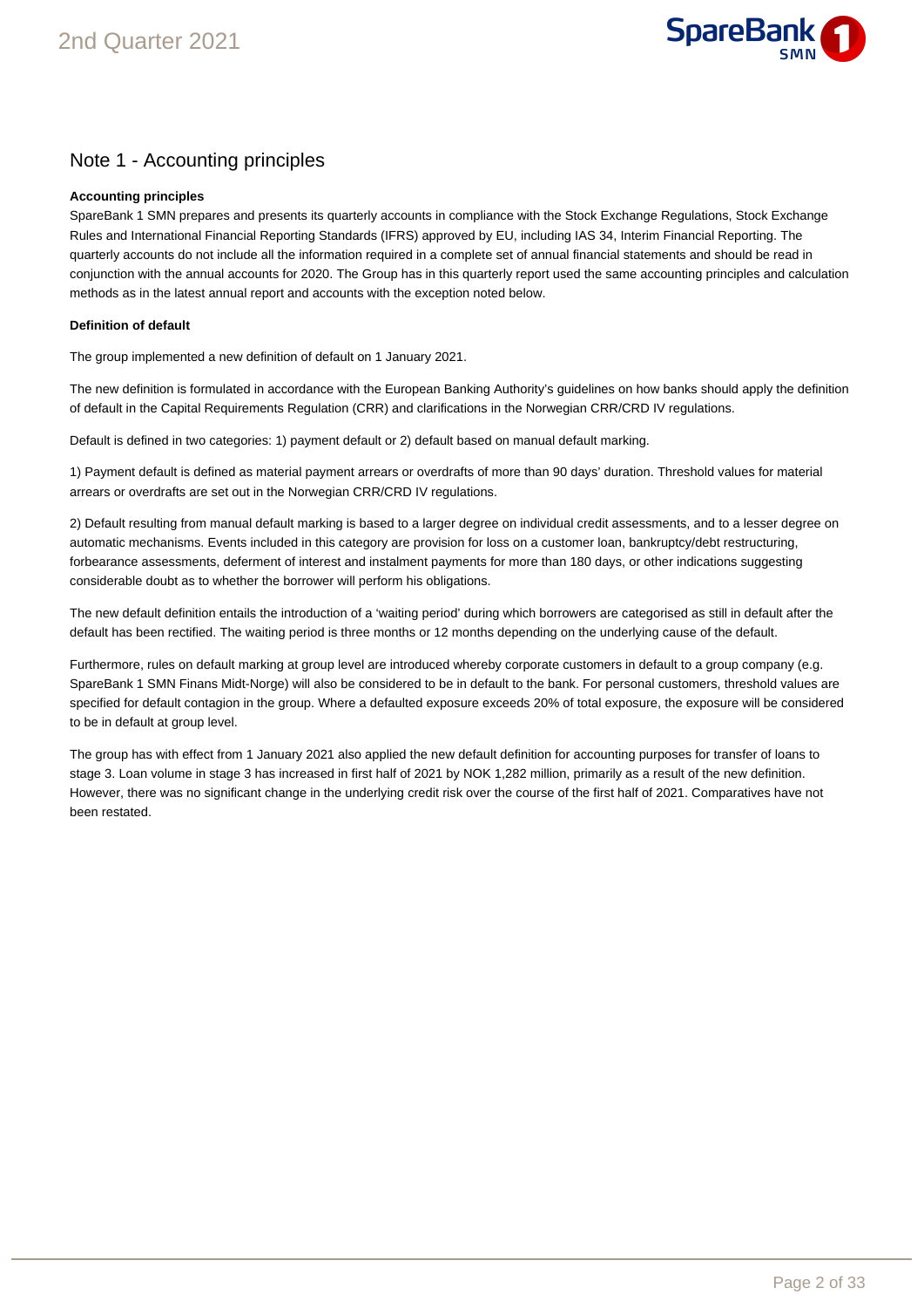# Note 1 - Accounting principles

**Accounting principles**

SpareBank 1 SMN prepares and presents its quarterly accounts in compliance with the Stock Exchange Regulations, Stock Exchange Rules and International Financial Reporting Standards (IFRS) approved by EU, including IAS 34, Interim Financial Reporting. The quarterly accounts do not include all the information required in a complete set of annual financial statements and should be read in conjunction with the annual accounts for 2020. The Group has in this quarterly report used the same accounting principles and calculation methods as in the latest annual report and accounts with the exception noted below.

**Definition of default**

The group implemented a new definition of default on 1 January 2021.

The new definition is formulated in accordance with the European Banking Authority's guidelines on how banks should apply the definition of default in the Capital Requirements Regulation (CRR) and clarifications in the Norwegian CRR/CRD IV regulations.

Default is defined in two categories: 1) payment default or 2) default based on manual default marking.

1) Payment default is defined as material payment arrears or overdrafts of more than 90 days' duration. Threshold values for material arrears or overdrafts are set out in the Norwegian CRR/CRD IV regulations.

2) Default resulting from manual default marking is based to a larger degree on individual credit assessments, and to a lesser degree on automatic mechanisms. Events included in this category are provision for loss on a customer loan, bankruptcy/debt restructuring, forbearance assessments, deferment of interest and instalment payments for more than 180 days, or other indications suggesting considerable doubt as to whether the borrower will perform his obligations.

The new default definition entails the introduction of a 'waiting period' during which borrowers are categorised as still in default after the default has been rectified. The waiting period is three months or 12 months depending on the underlying cause of the default.

Furthermore, rules on default marking at group level are introduced whereby corporate customers in default to a group company (e.g. SpareBank 1 SMN Finans Midt-Norge) will also be considered to be in default to the bank. For personal customers, threshold values are specified for default contagion in the group. Where a defaulted exposure exceeds 20% of total exposure, the exposure will be considered to be in default at group level.

The group has with effect from 1 January 2021 also applied the new default definition for accounting purposes for transfer of loans to stage 3. Loan volume in stage 3 has increased in first half of 2021 by NOK 1,282 million, primarily as a result of the new definition. However, there was no significant change in the underlying credit risk over the course of the first half of 2021. Comparatives have not been restated.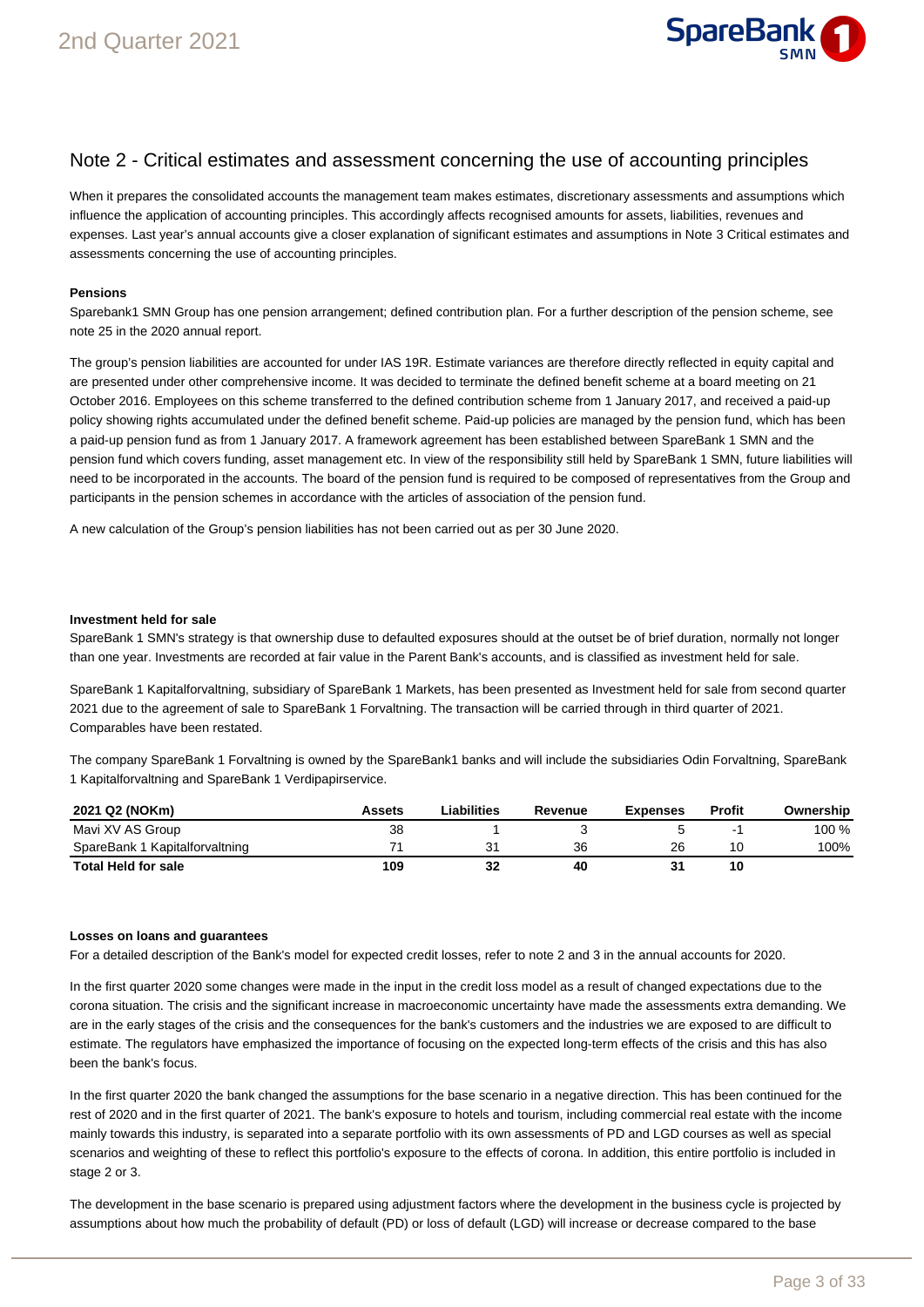## Note 2 - Critical estimates and assessment concerning the use of accounting principles

When it prepares the consolidated accounts the management team makes estimates, discretionary assessments and assumptions which influence the application of accounting principles. This accordingly affects recognised amounts for assets, liabilities, revenues and expenses. Last year's annual accounts give a closer explanation of significant estimates and assumptions in Note 3 Critical estimates and assessments concerning the use of accounting principles.

**Pensions**

Sparebank1 SMN Group has one pension arrangement; defined contribution plan. For a further description of the pension scheme, see note 25 in the 2020 annual report.

The group's pension liabilities are accounted for under IAS 19R. Estimate variances are therefore directly reflected in equity capital and are presented under other comprehensive income. It was decided to terminate the defined benefit scheme at a board meeting on 21 October 2016. Employees on this scheme transferred to the defined contribution scheme from 1 January 2017, and received a paid-up policy showing rights accumulated under the defined benefit scheme. Paid-up policies are managed by the pension fund, which has been a paid-up pension fund as from 1 January 2017. A framework agreement has been established between SpareBank 1 SMN and the pension fund which covers funding, asset management etc. In view of the responsibility still held by SpareBank 1 SMN, future liabilities will need to be incorporated in the accounts. The board of the pension fund is required to be composed of representatives from the Group and participants in the pension schemes in accordance with the articles of association of the pension fund.

A new calculation of the Group's pension liabilities has not been carried out as per 30 June 2020.

**Investment held for sale**

SpareBank 1 SMN's strategy is that ownership duse to defaulted exposures should at the outset be of brief duration, normally not longer than one year. Investments are recorded at fair value in the Parent Bank's accounts, and is classified as investment held for sale.

SpareBank 1 Kapitalforvaltning, subsidiary of SpareBank 1 Markets, has been presented as Investment held for sale from second quarter 2021 due to the agreement of sale to SpareBank 1 Forvaltning. The transaction will be carried through in third quarter of 2021. Comparables have been restated.

The company SpareBank 1 Forvaltning is owned by the SpareBank1 banks and will include the subsidiaries Odin Forvaltning, SpareBank 1 Kapitalforvaltning and SpareBank 1 Verdipapirservice.

| 2021 Q2 (NOKm) | Assets | Liabilities | Revenue | Expenses | Profit | Ownership |
|---|---|---|---|---|---|---|
| Mavi XV AS Group | 38 | 1 | 3 | 5 | -1 | 100 % |
| SpareBank 1 Kapitalforvaltning | 71 | 31 | 36 | 26 | 10 | 100% |
| **Total Held for sale** | **109** | **32** | **40** | **31** | **10** | |

**Losses on loans and guarantees**

For a detailed description of the Bank's model for expected credit losses, refer to note 2 and 3 in the annual accounts for 2020.

In the first quarter 2020 some changes were made in the input in the credit loss model as a result of changed expectations due to the corona situation. The crisis and the significant increase in macroeconomic uncertainty have made the assessments extra demanding. We are in the early stages of the crisis and the consequences for the bank's customers and the industries we are exposed to are difficult to estimate. The regulators have emphasized the importance of focusing on the expected long-term effects of the crisis and this has also been the bank's focus.

In the first quarter 2020 the bank changed the assumptions for the base scenario in a negative direction. This has been continued for the rest of 2020 and in the first quarter of 2021. The bank's exposure to hotels and tourism, including commercial real estate with the income mainly towards this industry, is separated into a separate portfolio with its own assessments of PD and LGD courses as well as special scenarios and weighting of these to reflect this portfolio's exposure to the effects of corona. In addition, this entire portfolio is included in stage 2 or 3.

The development in the base scenario is prepared using adjustment factors where the development in the business cycle is projected by assumptions about how much the probability of default (PD) or loss of default (LGD) will increase or decrease compared to the base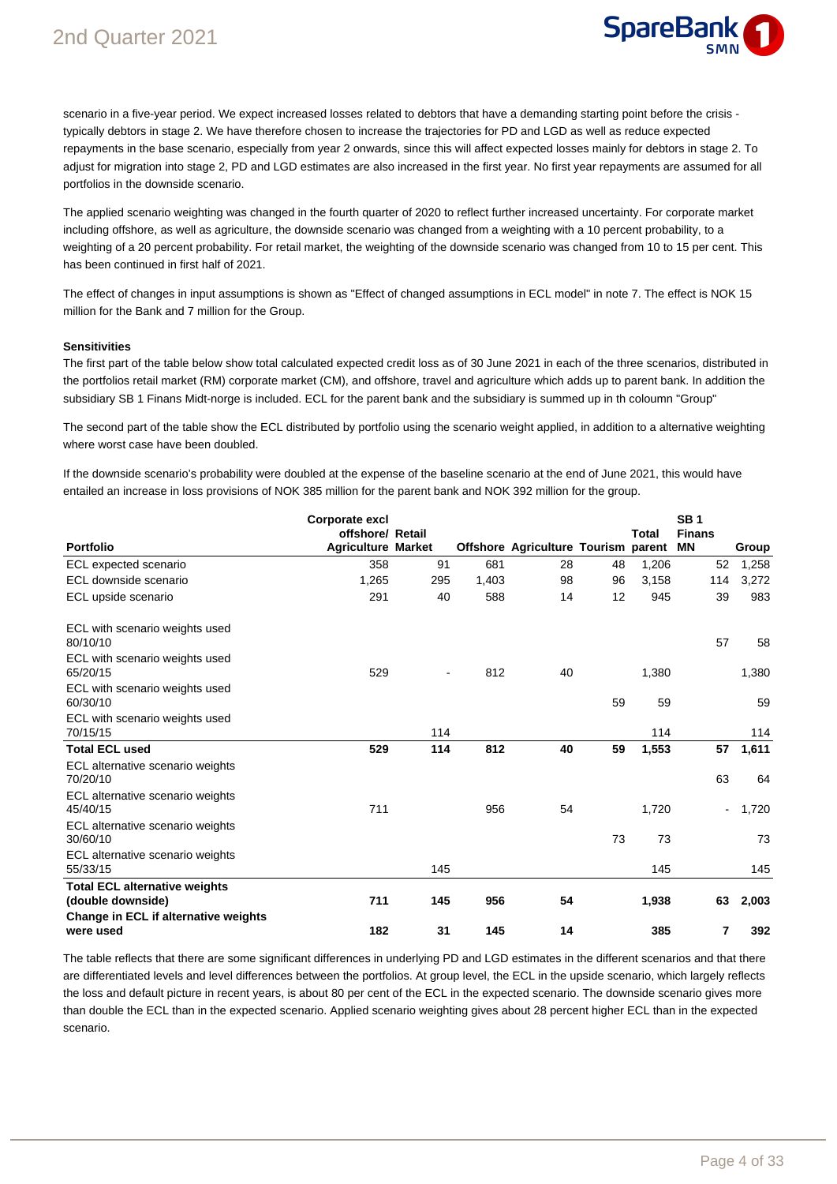scenario in a five-year period. We expect increased losses related to debtors that have a demanding starting point before the crisis - typically debtors in stage 2. We have therefore chosen to increase the trajectories for PD and LGD as well as reduce expected repayments in the base scenario, especially from year 2 onwards, since this will affect expected losses mainly for debtors in stage 2. To adjust for migration into stage 2, PD and LGD estimates are also increased in the first year. No first year repayments are assumed for all portfolios in the downside scenario.

The applied scenario weighting was changed in the fourth quarter of 2020 to reflect further increased uncertainty. For corporate market including offshore, as well as agriculture, the downside scenario was changed from a weighting with a 10 percent probability, to a weighting of a 20 percent probability. For retail market, the weighting of the downside scenario was changed from 10 to 15 per cent. This has been continued in first half of 2021.

The effect of changes in input assumptions is shown as "Effect of changed assumptions in ECL model" in note 7. The effect is NOK 15 million for the Bank and 7 million for the Group.

**Sensitivities**

The first part of the table below show total calculated expected credit loss as of 30 June 2021 in each of the three scenarios, distributed in the portfolios retail market (RM) corporate market (CM), and offshore, travel and agriculture which adds up to parent bank. In addition the subsidiary SB 1 Finans Midt-norge is included. ECL for the parent bank and the subsidiary is summed up in th coloumn "Group"

The second part of the table show the ECL distributed by portfolio using the scenario weight applied, in addition to a alternative weighting where worst case have been doubled.

If the downside scenario's probability were doubled at the expense of the baseline scenario at the end of June 2021, this would have entailed an increase in loss provisions of NOK 385 million for the parent bank and NOK 392 million for the group.

| Portfolio | Corporate excl offshore/ Agriculture | Retail Market | Offshore | Agriculture | Tourism | Total parent | SB 1 Finans MN | Group |
|---|---|---|---|---|---|---|---|---|
| ECL expected scenario | 358 | 91 | 681 | 28 | 48 | 1,206 | 52 | 1,258 |
| ECL downside scenario | 1,265 | 295 | 1,403 | 98 | 96 | 3,158 | 114 | 3,272 |
| ECL upside scenario | 291 | 40 | 588 | 14 | 12 | 945 | 39 | 983 |
| | | | | | | | | |
| ECL with scenario weights used 80/10/10 | | | | | | | 57 | 58 |
| ECL with scenario weights used 65/20/15 | 529 | - | 812 | 40 | | 1,380 | | 1,380 |
| ECL with scenario weights used 60/30/10 | | | | | 59 | 59 | | 59 |
| ECL with scenario weights used 70/15/15 | | 114 | | | | 114 | | 114 |
| **Total ECL used** | **529** | **114** | **812** | **40** | **59** | **1,553** | **57** | **1,611** |
| ECL alternative scenario weights 70/20/10 | | | | | | | 63 | 64 |
| ECL alternative scenario weights 45/40/15 | 711 | | 956 | 54 | | 1,720 | - | 1,720 |
| ECL alternative scenario weights 30/60/10 | | | | | 73 | 73 | | 73 |
| ECL alternative scenario weights 55/33/15 | | 145 | | | | 145 | | 145 |
| **Total ECL alternative weights (double downside)** | **711** | **145** | **956** | **54** | | **1,938** | **63** | **2,003** |
| **Change in ECL if alternative weights were used** | **182** | **31** | **145** | **14** | | **385** | **7** | **392** |

The table reflects that there are some significant differences in underlying PD and LGD estimates in the different scenarios and that there are differentiated levels and level differences between the portfolios. At group level, the ECL in the upside scenario, which largely reflects the loss and default picture in recent years, is about 80 per cent of the ECL in the expected scenario. The downside scenario gives more than double the ECL than in the expected scenario. Applied scenario weighting gives about 28 percent higher ECL than in the expected scenario.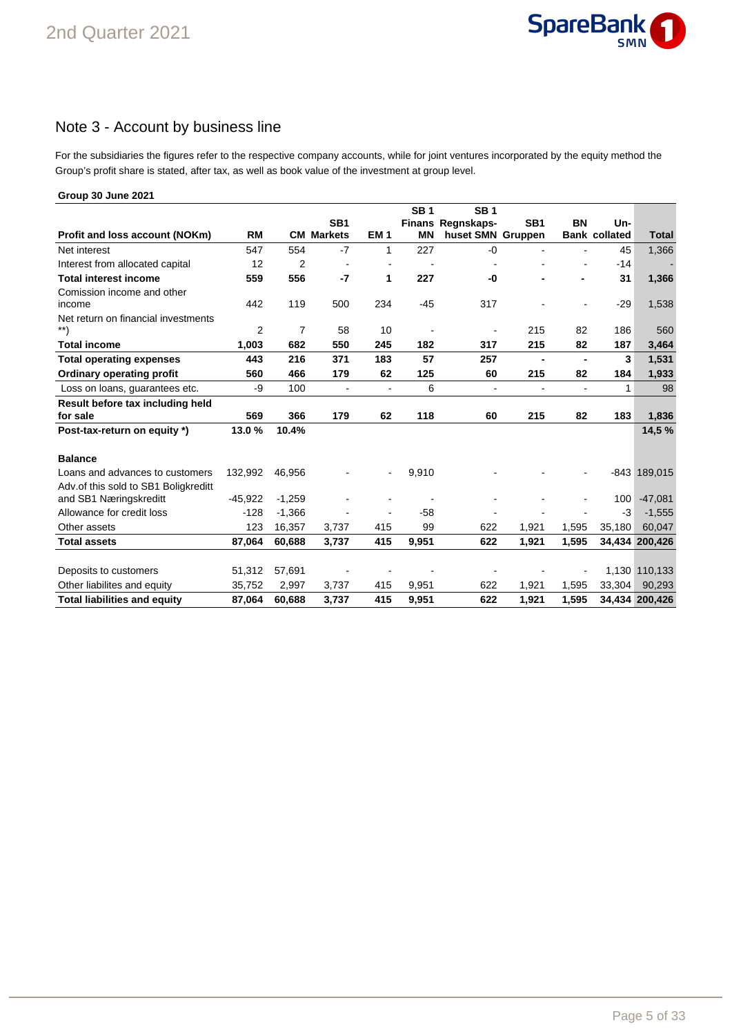# Note 3 - Account by business line

For the subsidiaries the figures refer to the respective company accounts, while for joint ventures incorporated by the equity method the Group's profit share is stated, after tax, as well as book value of the investment at group level.

**Group 30 June 2021**

| Profit and loss account (NOKm) | RM | CM | SB1 Markets | EM 1 | SB 1 Finans MN | SB 1 Regnskaps-huset SMN | SB1 Gruppen | BN Bank | Un-collated | Total |
|---|---|---|---|---|---|---|---|---|---|---|
| Net interest | 547 | 554 | -7 | 1 | 227 | -0 | - | - | 45 | 1,366 |
| Interest from allocated capital | 12 | 2 | - | - | - | - | - | - | -14 | - |
| **Total interest income** | **559** | **556** | **-7** | **1** | **227** | **-0** | **-** | **-** | **31** | **1,366** |
| Comission income and other income | 442 | 119 | 500 | 234 | -45 | 317 | | - | -29 | 1,538 |
| Net return on financial investments **) | 2 | 7 | 58 | 10 | - | - | 215 | 82 | 186 | 560 |
| **Total income** | **1,003** | **682** | **550** | **245** | **182** | **317** | **215** | **82** | **187** | **3,464** |
| **Total operating expenses** | **443** | **216** | **371** | **183** | **57** | **257** | **-** | **-** | **3** | **1,531** |
| **Ordinary operating profit** | **560** | **466** | **179** | **62** | **125** | **60** | **215** | **82** | **184** | **1,933** |
| Loss on loans, guarantees etc. | -9 | 100 | - | - | 6 | - | - | - | 1 | 98 |
| **Result before tax including held for sale** | **569** | **366** | **179** | **62** | **118** | **60** | **215** | **82** | **183** | **1,836** |
| **Post-tax-return on equity \*)** | **13.0 %** | **10.4%** | | | | | | | | **14,5 %** |
| | | | | | | | | | | |
| **Balance** | | | | | | | | | | |
| Loans and advances to customers | 132,992 | 46,956 | - | - | 9,910 | - | - | - | -843 | 189,015 |
| Adv.of this sold to SB1 Boligkreditt and SB1 Næringskreditt | -45,922 | -1,259 | - | - | - | - | - | - | 100 | -47,081 |
| Allowance for credit loss | -128 | -1,366 | - | - | -58 | - | - | - | -3 | -1,555 |
| Other assets | 123 | 16,357 | 3,737 | 415 | 99 | 622 | 1,921 | 1,595 | 35,180 | 60,047 |
| **Total assets** | **87,064** | **60,688** | **3,737** | **415** | **9,951** | **622** | **1,921** | **1,595** | **34,434** | **200,426** |
| | | | | | | | | | | |
| Deposits to customers | 51,312 | 57,691 | - | - | - | - | - | - | 1,130 | 110,133 |
| Other liabilites and equity | 35,752 | 2,997 | 3,737 | 415 | 9,951 | 622 | 1,921 | 1,595 | 33,304 | 90,293 |
| **Total liabilities and equity** | **87,064** | **60,688** | **3,737** | **415** | **9,951** | **622** | **1,921** | **1,595** | **34,434** | **200,426** |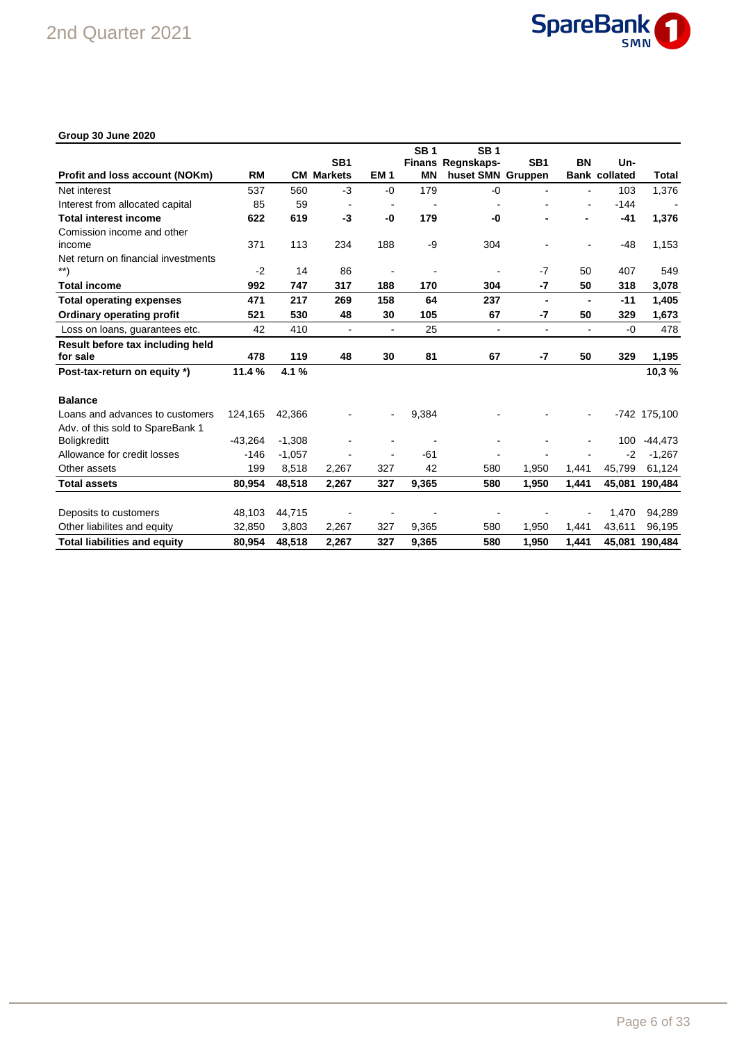**Group 30 June 2020**

| Profit and loss account (NOKm) | RM | CM | SB1 Markets | EM 1 | SB 1 Finans MN | SB 1 Regnskaps-huset SMN | SB1 Gruppen | BN Bank | Un-collated | Total |
|---|---|---|---|---|---|---|---|---|---|---|
| Net interest | 537 | 560 | -3 | -0 | 179 | -0 | - | - | 103 | 1,376 |
| Interest from allocated capital | 85 | 59 | - | - | - | - | - | - | -144 | - |
| **Total interest income** | **622** | **619** | **-3** | **-0** | **179** | **-0** | **-** | **-** | **-41** | **1,376** |
| Comission income and other income | 371 | 113 | 234 | 188 | -9 | 304 | - | - | -48 | 1,153 |
| Net return on financial investments **) | -2 | 14 | 86 | - | - | - | -7 | 50 | 407 | 549 |
| **Total income** | **992** | **747** | **317** | **188** | **170** | **304** | **-7** | **50** | **318** | **3,078** |
| **Total operating expenses** | **471** | **217** | **269** | **158** | **64** | **237** | **-** | **-** | **-11** | **1,405** |
| **Ordinary operating profit** | **521** | **530** | **48** | **30** | **105** | **67** | **-7** | **50** | **329** | **1,673** |
| Loss on loans, guarantees etc. | 42 | 410 | - | - | 25 | - | - | - | -0 | 478 |
| **Result before tax including held for sale** | **478** | **119** | **48** | **30** | **81** | **67** | **-7** | **50** | **329** | **1,195** |
| **Post-tax-return on equity *)** | **11.4 %** | **4.1 %** | | | | | | | | **10,3 %** |
| | | | | | | | | | | |
| **Balance** | | | | | | | | | | |
| Loans and advances to customers | 124,165 | 42,366 | - | - | 9,384 | - | - | - | -742 | 175,100 |
| Adv. of this sold to SpareBank 1 Boligkreditt | -43,264 | -1,308 | - | - | - | - | - | - | 100 | -44,473 |
| Allowance for credit losses | -146 | -1,057 | - | - | -61 | - | - | - | -2 | -1,267 |
| Other assets | 199 | 8,518 | 2,267 | 327 | 42 | 580 | 1,950 | 1,441 | 45,799 | 61,124 |
| **Total assets** | **80,954** | **48,518** | **2,267** | **327** | **9,365** | **580** | **1,950** | **1,441** | **45,081** | **190,484** |
| | | | | | | | | | | |
| Deposits to customers | 48,103 | 44,715 | - | - | - | - | - | - | 1,470 | 94,289 |
| Other liabilites and equity | 32,850 | 3,803 | 2,267 | 327 | 9,365 | 580 | 1,950 | 1,441 | 43,611 | 96,195 |
| **Total liabilities and equity** | **80,954** | **48,518** | **2,267** | **327** | **9,365** | **580** | **1,950** | **1,441** | **45,081** | **190,484** |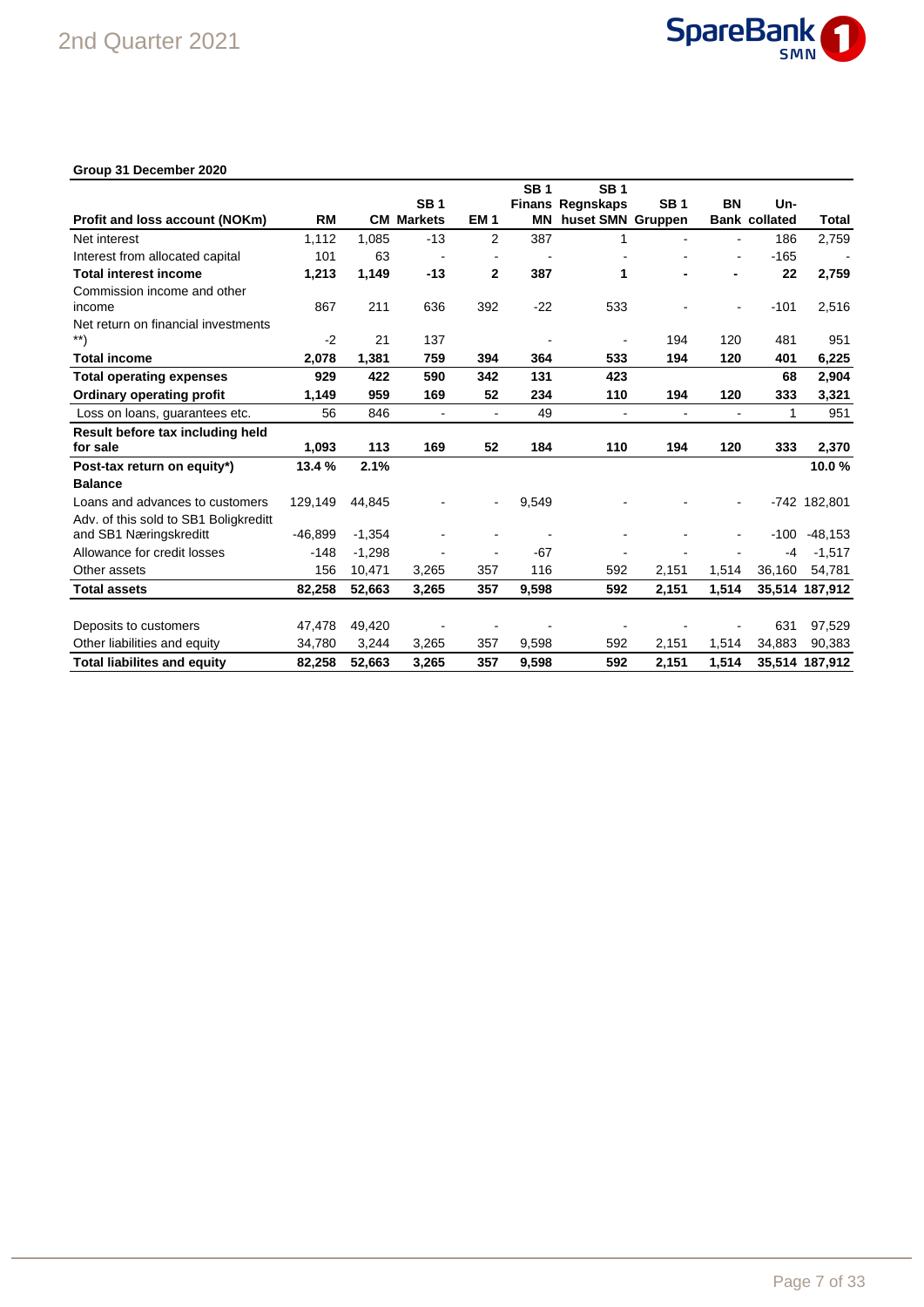**Group 31 December 2020**

| Profit and loss account (NOKm) | RM | CM | SB 1 Markets | EM 1 | SB 1 Finans MN | SB 1 Regnskaps huset SMN | SB 1 Gruppen | BN Bank | Un-collated | Total |
|---|---|---|---|---|---|---|---|---|---|---|
| Net interest | 1,112 | 1,085 | -13 | 2 | 387 | 1 | - | - | 186 | 2,759 |
| Interest from allocated capital | 101 | 63 | - | - | - | - | - | - | -165 | - |
| **Total interest income** | **1,213** | **1,149** | **-13** | **2** | **387** | **1** | **-** | **-** | **22** | **2,759** |
| Commission income and other income | 867 | 211 | 636 | 392 | -22 | 533 | - | - | -101 | 2,516 |
| Net return on financial investments **) | -2 | 21 | 137 | | - | - | 194 | 120 | 481 | 951 |
| **Total income** | **2,078** | **1,381** | **759** | **394** | **364** | **533** | **194** | **120** | **401** | **6,225** |
| **Total operating expenses** | **929** | **422** | **590** | **342** | **131** | **423** | | | **68** | **2,904** |
| **Ordinary operating profit** | **1,149** | **959** | **169** | **52** | **234** | **110** | **194** | **120** | **333** | **3,321** |
| Loss on loans, guarantees etc. | 56 | 846 | - | - | 49 | - | - | - | 1 | 951 |
| **Result before tax including held for sale** | **1,093** | **113** | **169** | **52** | **184** | **110** | **194** | **120** | **333** | **2,370** |
| **Post-tax return on equity*)** | **13.4 %** | **2.1%** | | | | | | | | **10.0 %** |
| **Balance** | | | | | | | | | | |
| Loans and advances to customers | 129,149 | 44,845 | - | - | 9,549 | - | - | - | -742 | 182,801 |
| Adv. of this sold to SB1 Boligkreditt and SB1 Næringskreditt | -46,899 | -1,354 | - | - | - | - | - | - | -100 | -48,153 |
| Allowance for credit losses | -148 | -1,298 | - | - | -67 | - | - | - | -4 | -1,517 |
| Other assets | 156 | 10,471 | 3,265 | 357 | 116 | 592 | 2,151 | 1,514 | 36,160 | 54,781 |
| **Total assets** | **82,258** | **52,663** | **3,265** | **357** | **9,598** | **592** | **2,151** | **1,514** | **35,514** | **187,912** |
| | | | | | | | | | | |
| Deposits to customers | 47,478 | 49,420 | - | - | - | - | - | - | 631 | 97,529 |
| Other liabilities and equity | 34,780 | 3,244 | 3,265 | 357 | 9,598 | 592 | 2,151 | 1,514 | 34,883 | 90,383 |
| **Total liabilites and equity** | **82,258** | **52,663** | **3,265** | **357** | **9,598** | **592** | **2,151** | **1,514** | **35,514** | **187,912** |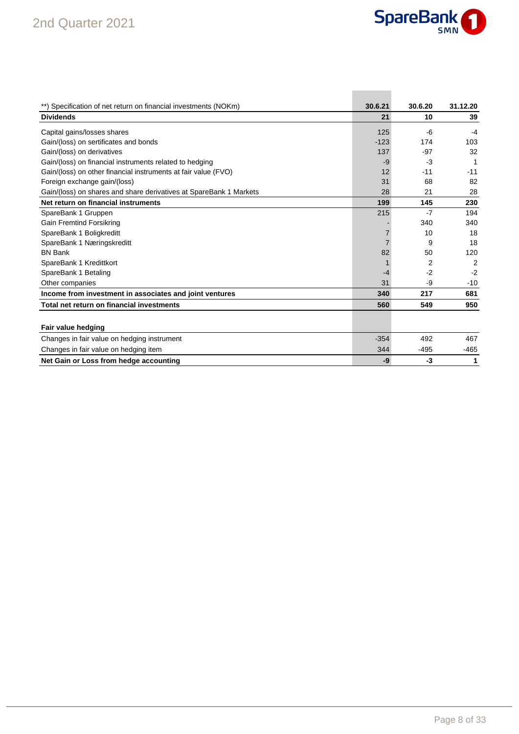| **) Specification of net return on financial investments (NOKm) | 30.6.21 | 30.6.20 | 31.12.20 |
|---|---|---|---|
| **Dividends** | **21** | **10** | **39** |
| Capital gains/losses shares | 125 | -6 | -4 |
| Gain/(loss) on sertificates and bonds | -123 | 174 | 103 |
| Gain/(loss) on derivatives | 137 | -97 | 32 |
| Gain/(loss) on financial instruments related to hedging | -9 | -3 | 1 |
| Gain/(loss) on other financial instruments at fair value (FVO) | 12 | -11 | -11 |
| Foreign exchange gain/(loss) | 31 | 68 | 82 |
| Gain/(loss) on shares and share derivatives at SpareBank 1 Markets | 28 | 21 | 28 |
| **Net return on financial instruments** | **199** | **145** | **230** |
| SpareBank 1 Gruppen | 215 | -7 | 194 |
| Gain Fremtind Forsikring | - | 340 | 340 |
| SpareBank 1 Boligkreditt | 7 | 10 | 18 |
| SpareBank 1 Næringskreditt | 7 | 9 | 18 |
| BN Bank | 82 | 50 | 120 |
| SpareBank 1 Kredittkort | 1 | 2 | 2 |
| SpareBank 1 Betaling | -4 | -2 | -2 |
| Other companies | 31 | -9 | -10 |
| **Income from investment in associates and joint ventures** | **340** | **217** | **681** |
| **Total net return on financial investments** | **560** | **549** | **950** |

| **Fair value hedging** | | | |
|---|---|---|---|
| Changes in fair value on hedging instrument | -354 | 492 | 467 |
| Changes in fair value on hedging item | 344 | -495 | -465 |
| **Net Gain or Loss from hedge accounting** | **-9** | **-3** | **1** |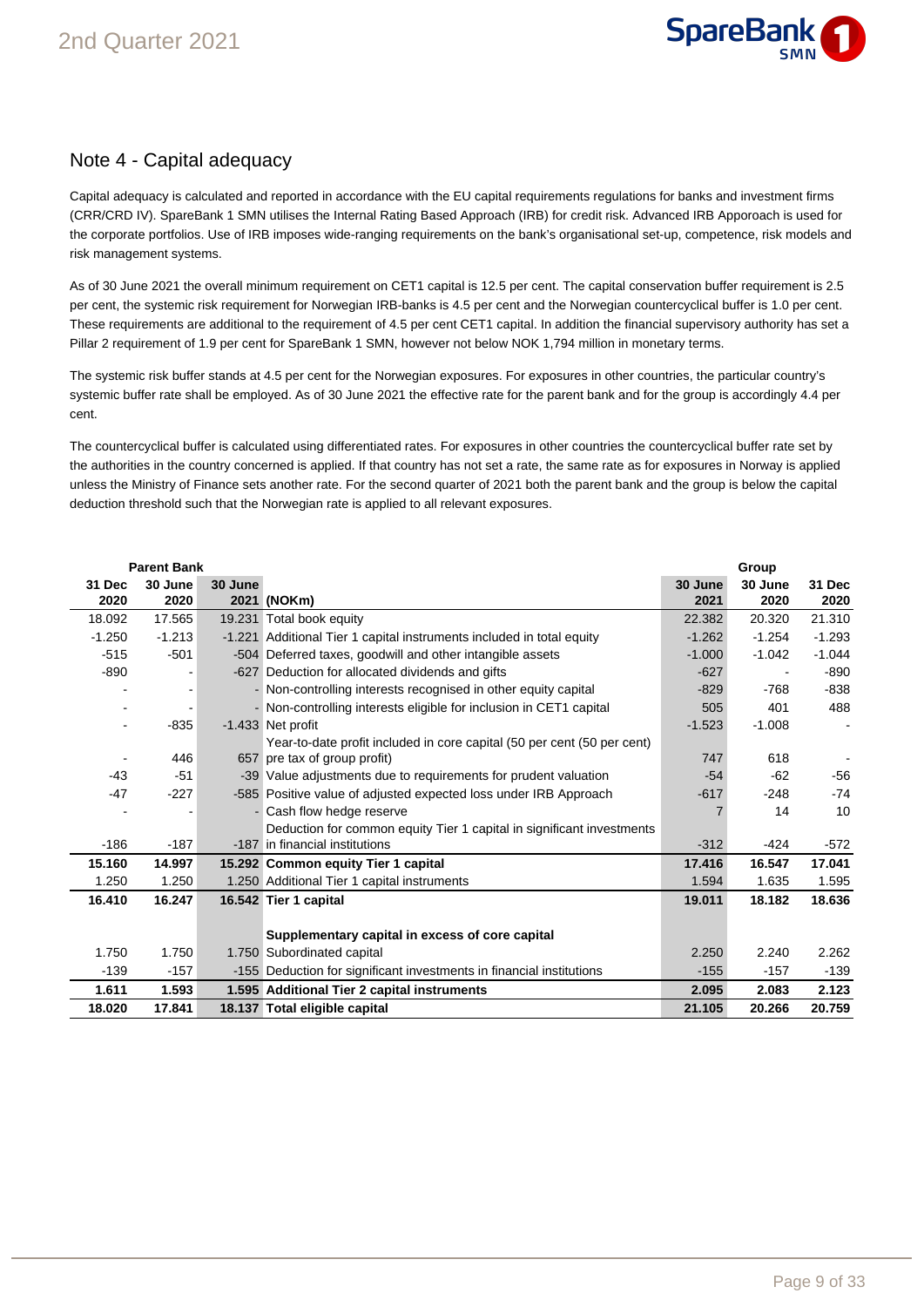## Note 4 - Capital adequacy

Capital adequacy is calculated and reported in accordance with the EU capital requirements regulations for banks and investment firms (CRR/CRD IV). SpareBank 1 SMN utilises the Internal Rating Based Approach (IRB) for credit risk. Advanced IRB Apporoach is used for the corporate portfolios. Use of IRB imposes wide-ranging requirements on the bank's organisational set-up, competence, risk models and risk management systems.

As of 30 June 2021 the overall minimum requirement on CET1 capital is 12.5 per cent. The capital conservation buffer requirement is 2.5 per cent, the systemic risk requirement for Norwegian IRB-banks is 4.5 per cent and the Norwegian countercyclical buffer is 1.0 per cent. These requirements are additional to the requirement of 4.5 per cent CET1 capital. In addition the financial supervisory authority has set a Pillar 2 requirement of 1.9 per cent for SpareBank 1 SMN, however not below NOK 1,794 million in monetary terms.

The systemic risk buffer stands at 4.5 per cent for the Norwegian exposures. For exposures in other countries, the particular country's systemic buffer rate shall be employed. As of 30 June 2021 the effective rate for the parent bank and for the group is accordingly 4.4 per cent.

The countercyclical buffer is calculated using differentiated rates. For exposures in other countries the countercyclical buffer rate set by the authorities in the country concerned is applied. If that country has not set a rate, the same rate as for exposures in Norway is applied unless the Ministry of Finance sets another rate. For the second quarter of 2021 both the parent bank and the group is below the capital deduction threshold such that the Norwegian rate is applied to all relevant exposures.

| Parent Bank | | | | Group | | |
|---|---|---|---|---|---|---|
| 31 Dec 2020 | 30 June 2020 | 30 June 2021 | (NOKm) | 30 June 2021 | 30 June 2020 | 31 Dec 2020 |
| 18.092 | 17.565 | 19.231 | Total book equity | 22.382 | 20.320 | 21.310 |
| -1.250 | -1.213 | -1.221 | Additional Tier 1 capital instruments included in total equity | -1.262 | -1.254 | -1.293 |
| -515 | -501 | -504 | Deferred taxes, goodwill and other intangible assets | -1.000 | -1.042 | -1.044 |
| -890 | - | -627 | Deduction for allocated dividends and gifts | -627 | - | -890 |
| - | - | - | Non-controlling interests recognised in other equity capital | -829 | -768 | -838 |
| - | - | - | Non-controlling interests eligible for inclusion in CET1 capital | 505 | 401 | 488 |
| - | -835 | -1.433 | Net profit | -1.523 | -1.008 | - |
| - | 446 | 657 | Year-to-date profit included in core capital (50 per cent (50 per cent) pre tax of group profit) | 747 | 618 | - |
| -43 | -51 | -39 | Value adjustments due to requirements for prudent valuation | -54 | -62 | -56 |
| -47 | -227 | -585 | Positive value of adjusted expected loss under IRB Approach | -617 | -248 | -74 |
| - | - | - | Cash flow hedge reserve | 7 | 14 | 10 |
| -186 | -187 | -187 | Deduction for common equity Tier 1 capital in significant investments in financial institutions | -312 | -424 | -572 |
| **15.160** | **14.997** | **15.292** | **Common equity Tier 1 capital** | **17.416** | **16.547** | **17.041** |
| 1.250 | 1.250 | 1.250 | Additional Tier 1 capital instruments | 1.594 | 1.635 | 1.595 |
| **16.410** | **16.247** | **16.542** | **Tier 1 capital** | **19.011** | **18.182** | **18.636** |
| | | | **Supplementary capital in excess of core capital** | | | |
| 1.750 | 1.750 | 1.750 | Subordinated capital | 2.250 | 2.240 | 2.262 |
| -139 | -157 | -155 | Deduction for significant investments in financial institutions | -155 | -157 | -139 |
| **1.611** | **1.593** | **1.595** | **Additional Tier 2 capital instruments** | **2.095** | **2.083** | **2.123** |
| **18.020** | **17.841** | **18.137** | **Total eligible capital** | **21.105** | **20.266** | **20.759** |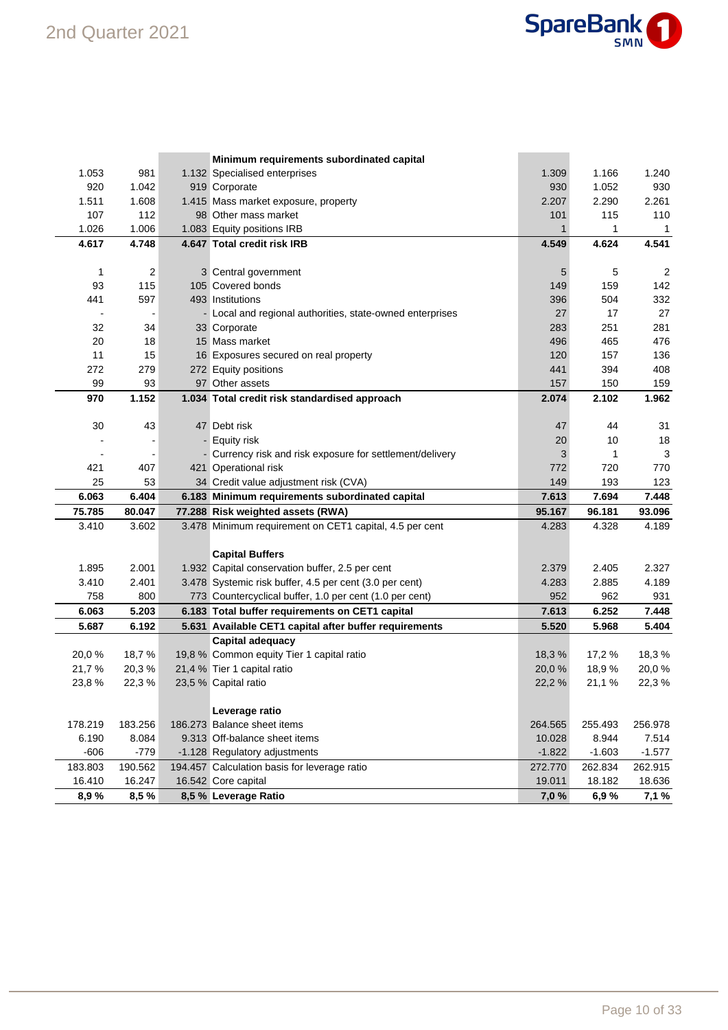| | | | | | | |
|---|---|---|---|---|---|---|
| | | | **Minimum requirements subordinated capital** | | | |
| 1.053 | 981 | 1.132 | Specialised enterprises | 1.309 | 1.166 | 1.240 |
| 920 | 1.042 | 919 | Corporate | 930 | 1.052 | 930 |
| 1.511 | 1.608 | 1.415 | Mass market exposure, property | 2.207 | 2.290 | 2.261 |
| 107 | 112 | 98 | Other mass market | 101 | 115 | 110 |
| 1.026 | 1.006 | 1.083 | Equity positions IRB | 1 | 1 | 1 |
| **4.617** | **4.748** | **4.647** | **Total credit risk IRB** | **4.549** | **4.624** | **4.541** |
| | | | | | | |
| 1 | 2 | 3 | Central government | 5 | 5 | 2 |
| 93 | 115 | 105 | Covered bonds | 149 | 159 | 142 |
| 441 | 597 | 493 | Institutions | 396 | 504 | 332 |
| - | - | - | Local and regional authorities, state-owned enterprises | 27 | 17 | 27 |
| 32 | 34 | 33 | Corporate | 283 | 251 | 281 |
| 20 | 18 | 15 | Mass market | 496 | 465 | 476 |
| 11 | 15 | 16 | Exposures secured on real property | 120 | 157 | 136 |
| 272 | 279 | 272 | Equity positions | 441 | 394 | 408 |
| 99 | 93 | 97 | Other assets | 157 | 150 | 159 |
| **970** | **1.152** | **1.034** | **Total credit risk standardised approach** | **2.074** | **2.102** | **1.962** |
| | | | | | | |
| 30 | 43 | 47 | Debt risk | 47 | 44 | 31 |
| - | - | - | Equity risk | 20 | 10 | 18 |
| - | - | - | Currency risk and risk exposure for settlement/delivery | 3 | 1 | 3 |
| 421 | 407 | 421 | Operational risk | 772 | 720 | 770 |
| 25 | 53 | 34 | Credit value adjustment risk (CVA) | 149 | 193 | 123 |
| **6.063** | **6.404** | **6.183** | **Minimum requirements subordinated capital** | **7.613** | **7.694** | **7.448** |
| **75.785** | **80.047** | **77.288** | **Risk weighted assets (RWA)** | **95.167** | **96.181** | **93.096** |
| 3.410 | 3.602 | 3.478 | Minimum requirement on CET1 capital, 4.5 per cent | 4.283 | 4.328 | 4.189 |
| | | | | | | |
| | | | **Capital Buffers** | | | |
| 1.895 | 2.001 | 1.932 | Capital conservation buffer, 2.5 per cent | 2.379 | 2.405 | 2.327 |
| 3.410 | 2.401 | 3.478 | Systemic risk buffer, 4.5 per cent (3.0 per cent) | 4.283 | 2.885 | 4.189 |
| 758 | 800 | 773 | Countercyclical buffer, 1.0 per cent (1.0 per cent) | 952 | 962 | 931 |
| **6.063** | **5.203** | **6.183** | **Total buffer requirements on CET1 capital** | **7.613** | **6.252** | **7.448** |
| **5.687** | **6.192** | **5.631** | **Available CET1 capital after buffer requirements** | **5.520** | **5.968** | **5.404** |
| | | | **Capital adequacy** | | | |
| 20,0 % | 18,7 % | 19,8 % | Common equity Tier 1 capital ratio | 18,3 % | 17,2 % | 18,3 % |
| 21,7 % | 20,3 % | 21,4 % | Tier 1 capital ratio | 20,0 % | 18,9 % | 20,0 % |
| 23,8 % | 22,3 % | 23,5 % | Capital ratio | 22,2 % | 21,1 % | 22,3 % |
| | | | | | | |
| | | | **Leverage ratio** | | | |
| 178.219 | 183.256 | 186.273 | Balance sheet items | 264.565 | 255.493 | 256.978 |
| 6.190 | 8.084 | 9.313 | Off-balance sheet items | 10.028 | 8.944 | 7.514 |
| -606 | -779 | -1.128 | Regulatory adjustments | -1.822 | -1.603 | -1.577 |
| 183.803 | 190.562 | 194.457 | Calculation basis for leverage ratio | 272.770 | 262.834 | 262.915 |
| 16.410 | 16.247 | 16.542 | Core capital | 19.011 | 18.182 | 18.636 |
| **8,9 %** | **8,5 %** | **8,5 %** | **Leverage Ratio** | **7,0 %** | **6,9 %** | **7,1 %** |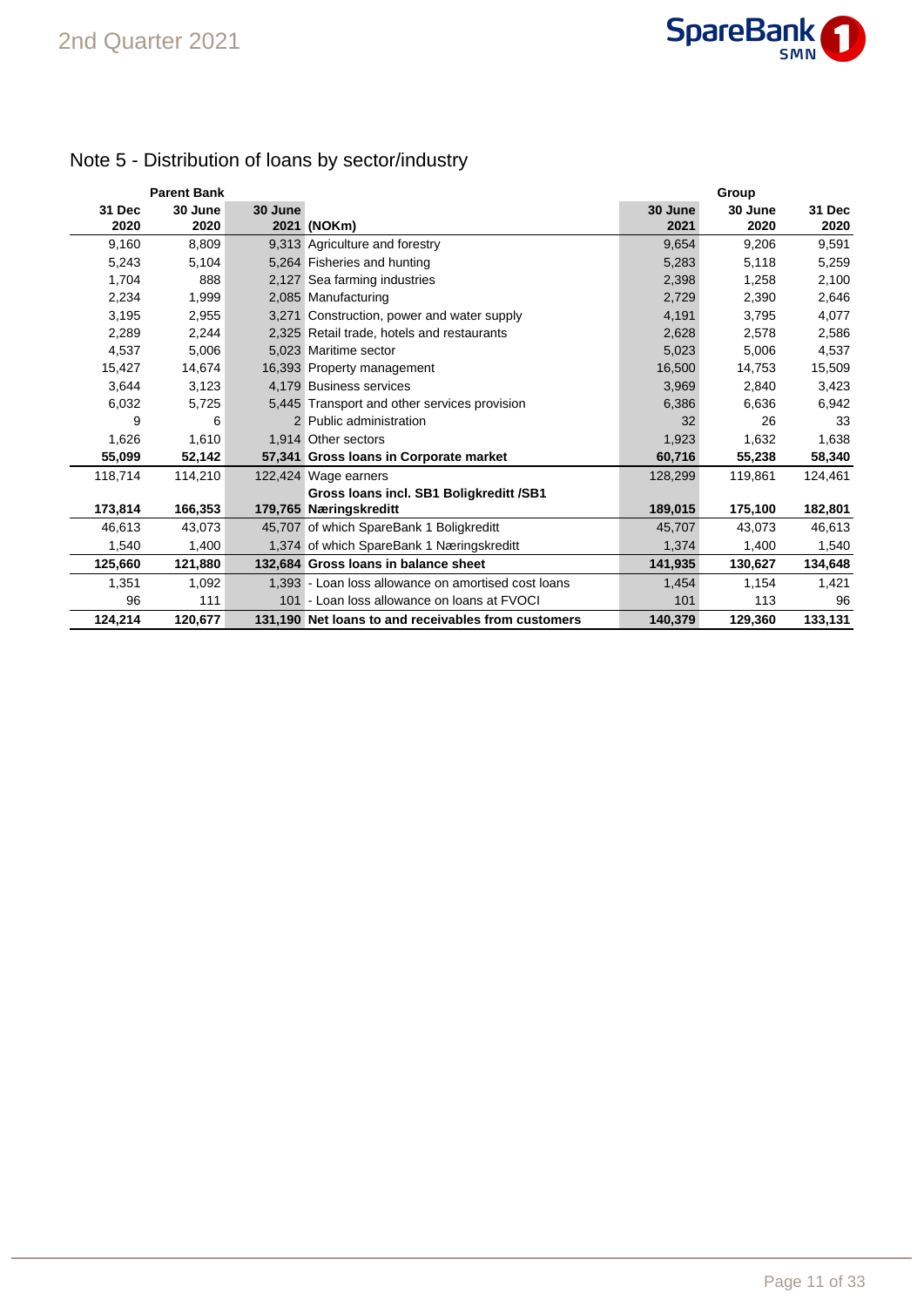# Note 5 - Distribution of loans by sector/industry

| Parent Bank | | | | Group | | |
|---|---|---|---|---|---|---|
| 31 Dec 2020 | 30 June 2020 | 30 June 2021 | (NOKm) | 30 June 2021 | 30 June 2020 | 31 Dec 2020 |
| 9,160 | 8,809 | 9,313 | Agriculture and forestry | 9,654 | 9,206 | 9,591 |
| 5,243 | 5,104 | 5,264 | Fisheries and hunting | 5,283 | 5,118 | 5,259 |
| 1,704 | 888 | 2,127 | Sea farming industries | 2,398 | 1,258 | 2,100 |
| 2,234 | 1,999 | 2,085 | Manufacturing | 2,729 | 2,390 | 2,646 |
| 3,195 | 2,955 | 3,271 | Construction, power and water supply | 4,191 | 3,795 | 4,077 |
| 2,289 | 2,244 | 2,325 | Retail trade, hotels and restaurants | 2,628 | 2,578 | 2,586 |
| 4,537 | 5,006 | 5,023 | Maritime sector | 5,023 | 5,006 | 4,537 |
| 15,427 | 14,674 | 16,393 | Property management | 16,500 | 14,753 | 15,509 |
| 3,644 | 3,123 | 4,179 | Business services | 3,969 | 2,840 | 3,423 |
| 6,032 | 5,725 | 5,445 | Transport and other services provision | 6,386 | 6,636 | 6,942 |
| 9 | 6 | 2 | Public administration | 32 | 26 | 33 |
| 1,626 | 1,610 | 1,914 | Other sectors | 1,923 | 1,632 | 1,638 |
| **55,099** | **52,142** | **57,341** | **Gross loans in Corporate market** | **60,716** | **55,238** | **58,340** |
| 118,714 | 114,210 | 122,424 | Wage earners | 128,299 | 119,861 | 124,461 |
| **173,814** | **166,353** | **179,765** | **Gross loans incl. SB1 Boligkreditt /SB1 Næringskreditt** | **189,015** | **175,100** | **182,801** |
| 46,613 | 43,073 | 45,707 | of which SpareBank 1 Boligkreditt | 45,707 | 43,073 | 46,613 |
| 1,540 | 1,400 | 1,374 | of which SpareBank 1 Næringskreditt | 1,374 | 1,400 | 1,540 |
| **125,660** | **121,880** | **132,684** | **Gross loans in balance sheet** | **141,935** | **130,627** | **134,648** |
| 1,351 | 1,092 | 1,393 | - Loan loss allowance on amortised cost loans | 1,454 | 1,154 | 1,421 |
| 96 | 111 | 101 | - Loan loss allowance on loans at FVOCI | 101 | 113 | 96 |
| **124,214** | **120,677** | **131,190** | **Net loans to and receivables from customers** | **140,379** | **129,360** | **133,131** |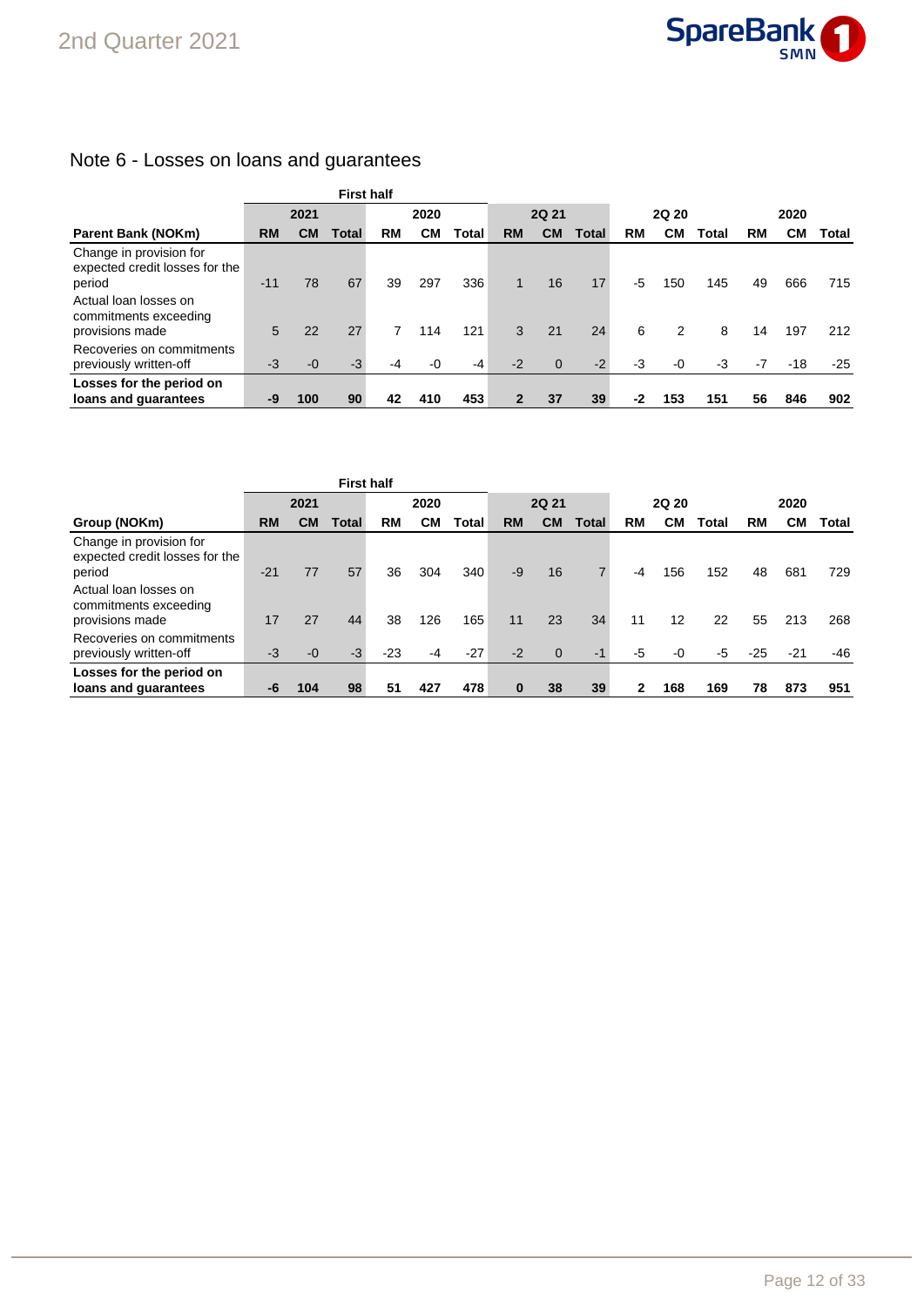# Note 6 - Losses on loans and guarantees

| | First half | | | | | | | | | | | | | | |
|---|---|---|---|---|---|---|---|---|---|---|---|---|---|---|---|
| | 2021 | | | 2020 | | | 2Q 21 | | | 2Q 20 | | | 2020 | | |
| Parent Bank (NOKm) | RM | CM | Total | RM | CM | Total | RM | CM | Total | RM | CM | Total | RM | CM | Total |
| Change in provision for expected credit losses for the period | -11 | 78 | 67 | 39 | 297 | 336 | 1 | 16 | 17 | -5 | 150 | 145 | 49 | 666 | 715 |
| Actual loan losses on commitments exceeding provisions made | 5 | 22 | 27 | 7 | 114 | 121 | 3 | 21 | 24 | 6 | 2 | 8 | 14 | 197 | 212 |
| Recoveries on commitments previously written-off | -3 | -0 | -3 | -4 | -0 | -4 | -2 | 0 | -2 | -3 | -0 | -3 | -7 | -18 | -25 |
| **Losses for the period on loans and guarantees** | **-9** | **100** | **90** | **42** | **410** | **453** | **2** | **37** | **39** | **-2** | **153** | **151** | **56** | **846** | **902** |

| | First half | | | | | | | | | | | | | | |
|---|---|---|---|---|---|---|---|---|---|---|---|---|---|---|---|
| | 2021 | | | 2020 | | | 2Q 21 | | | 2Q 20 | | | 2020 | | |
| Group (NOKm) | RM | CM | Total | RM | CM | Total | RM | CM | Total | RM | CM | Total | RM | CM | Total |
| Change in provision for expected credit losses for the period | -21 | 77 | 57 | 36 | 304 | 340 | -9 | 16 | 7 | -4 | 156 | 152 | 48 | 681 | 729 |
| Actual loan losses on commitments exceeding provisions made | 17 | 27 | 44 | 38 | 126 | 165 | 11 | 23 | 34 | 11 | 12 | 22 | 55 | 213 | 268 |
| Recoveries on commitments previously written-off | -3 | -0 | -3 | -23 | -4 | -27 | -2 | 0 | -1 | -5 | -0 | -5 | -25 | -21 | -46 |
| **Losses for the period on loans and guarantees** | **-6** | **104** | **98** | **51** | **427** | **478** | **0** | **38** | **39** | **2** | **168** | **169** | **78** | **873** | **951** |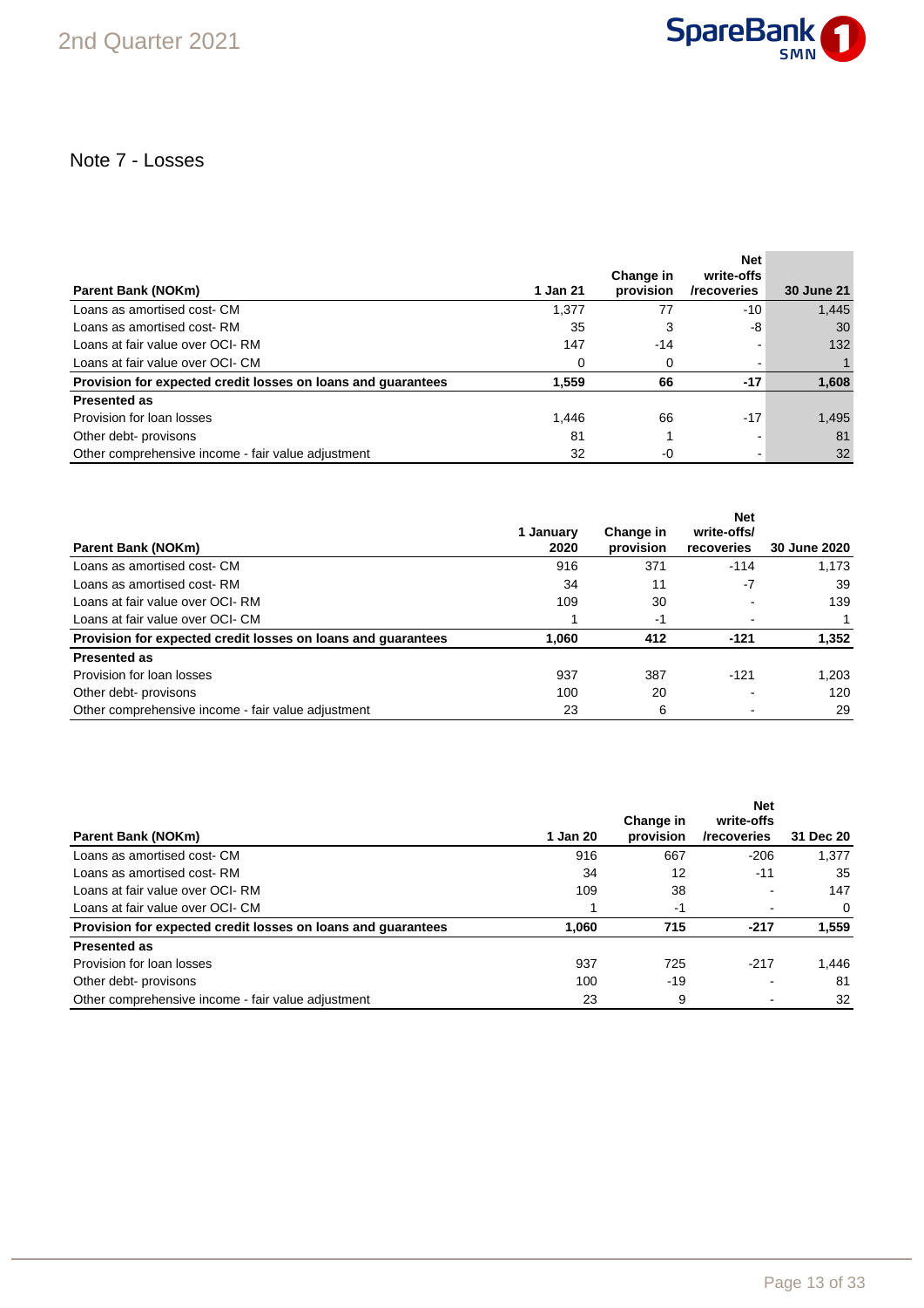# Note 7 - Losses

| Parent Bank (NOKm) | 1 Jan 21 | Change in provision | Net write-offs /recoveries | 30 June 21 |
|---|---|---|---|---|
| Loans as amortised cost- CM | 1,377 | 77 | -10 | 1,445 |
| Loans as amortised cost- RM | 35 | 3 | -8 | 30 |
| Loans at fair value over OCI- RM | 147 | -14 | - | 132 |
| Loans at fair value over OCI- CM | 0 | 0 | - | 1 |
| **Provision for expected credit losses on loans and guarantees** | **1,559** | **66** | **-17** | **1,608** |
| **Presented as** | | | | |
| Provision for loan losses | 1,446 | 66 | -17 | 1,495 |
| Other debt- provisons | 81 | 1 | - | 81 |
| Other comprehensive income - fair value adjustment | 32 | -0 | - | 32 |

| Parent Bank (NOKm) | 1 January 2020 | Change in provision | Net write-offs/ recoveries | 30 June 2020 |
|---|---|---|---|---|
| Loans as amortised cost- CM | 916 | 371 | -114 | 1,173 |
| Loans as amortised cost- RM | 34 | 11 | -7 | 39 |
| Loans at fair value over OCI- RM | 109 | 30 | - | 139 |
| Loans at fair value over OCI- CM | 1 | -1 | - | 1 |
| **Provision for expected credit losses on loans and guarantees** | **1,060** | **412** | **-121** | **1,352** |
| **Presented as** | | | | |
| Provision for loan losses | 937 | 387 | -121 | 1,203 |
| Other debt- provisons | 100 | 20 | - | 120 |
| Other comprehensive income - fair value adjustment | 23 | 6 | - | 29 |

| Parent Bank (NOKm) | 1 Jan 20 | Change in provision | Net write-offs /recoveries | 31 Dec 20 |
|---|---|---|---|---|
| Loans as amortised cost- CM | 916 | 667 | -206 | 1,377 |
| Loans as amortised cost- RM | 34 | 12 | -11 | 35 |
| Loans at fair value over OCI- RM | 109 | 38 | - | 147 |
| Loans at fair value over OCI- CM | 1 | -1 | - | 0 |
| **Provision for expected credit losses on loans and guarantees** | **1,060** | **715** | **-217** | **1,559** |
| **Presented as** | | | | |
| Provision for loan losses | 937 | 725 | -217 | 1,446 |
| Other debt- provisons | 100 | -19 | - | 81 |
| Other comprehensive income - fair value adjustment | 23 | 9 | - | 32 |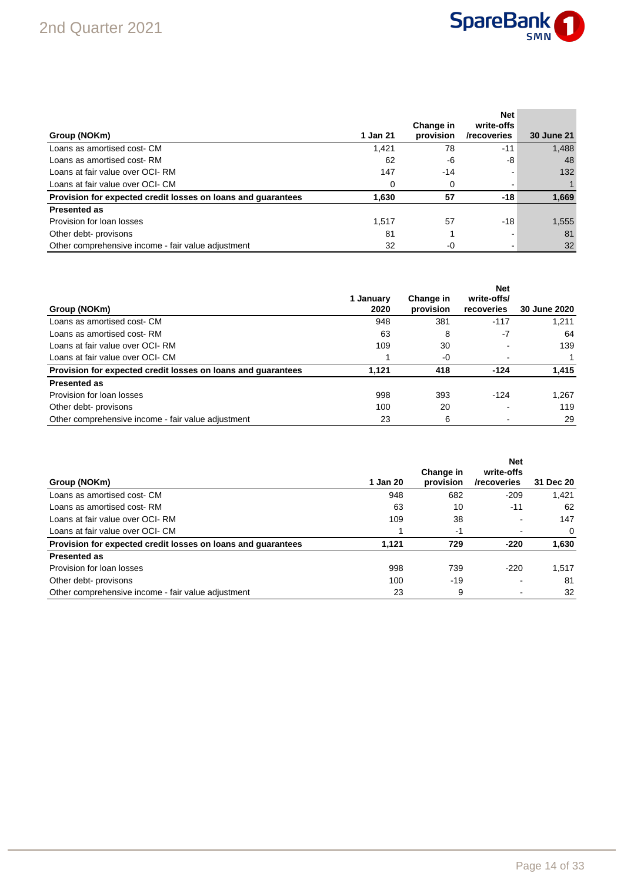| Group (NOKm) | 1 Jan 21 | Change in provision | Net write-offs /recoveries | 30 June 21 |
|---|---|---|---|---|
| Loans as amortised cost- CM | 1,421 | 78 | -11 | 1,488 |
| Loans as amortised cost- RM | 62 | -6 | -8 | 48 |
| Loans at fair value over OCI- RM | 147 | -14 | - | 132 |
| Loans at fair value over OCI- CM | 0 | 0 | - | 1 |
| **Provision for expected credit losses on loans and guarantees** | **1,630** | **57** | **-18** | **1,669** |
| **Presented as** | | | | |
| Provision for loan losses | 1,517 | 57 | -18 | 1,555 |
| Other debt- provisons | 81 | 1 | - | 81 |
| Other comprehensive income - fair value adjustment | 32 | -0 | - | 32 |

| Group (NOKm) | 1 January 2020 | Change in provision | Net write-offs/ recoveries | 30 June 2020 |
|---|---|---|---|---|
| Loans as amortised cost- CM | 948 | 381 | -117 | 1,211 |
| Loans as amortised cost- RM | 63 | 8 | -7 | 64 |
| Loans at fair value over OCI- RM | 109 | 30 | - | 139 |
| Loans at fair value over OCI- CM | 1 | -0 | - | 1 |
| **Provision for expected credit losses on loans and guarantees** | **1,121** | **418** | **-124** | **1,415** |
| **Presented as** | | | | |
| Provision for loan losses | 998 | 393 | -124 | 1,267 |
| Other debt- provisons | 100 | 20 | - | 119 |
| Other comprehensive income - fair value adjustment | 23 | 6 | - | 29 |

| Group (NOKm) | 1 Jan 20 | Change in provision | Net write-offs /recoveries | 31 Dec 20 |
|---|---|---|---|---|
| Loans as amortised cost- CM | 948 | 682 | -209 | 1,421 |
| Loans as amortised cost- RM | 63 | 10 | -11 | 62 |
| Loans at fair value over OCI- RM | 109 | 38 | - | 147 |
| Loans at fair value over OCI- CM | 1 | -1 | - | 0 |
| **Provision for expected credit losses on loans and guarantees** | **1,121** | **729** | **-220** | **1,630** |
| **Presented as** | | | | |
| Provision for loan losses | 998 | 739 | -220 | 1,517 |
| Other debt- provisons | 100 | -19 | - | 81 |
| Other comprehensive income - fair value adjustment | 23 | 9 | - | 32 |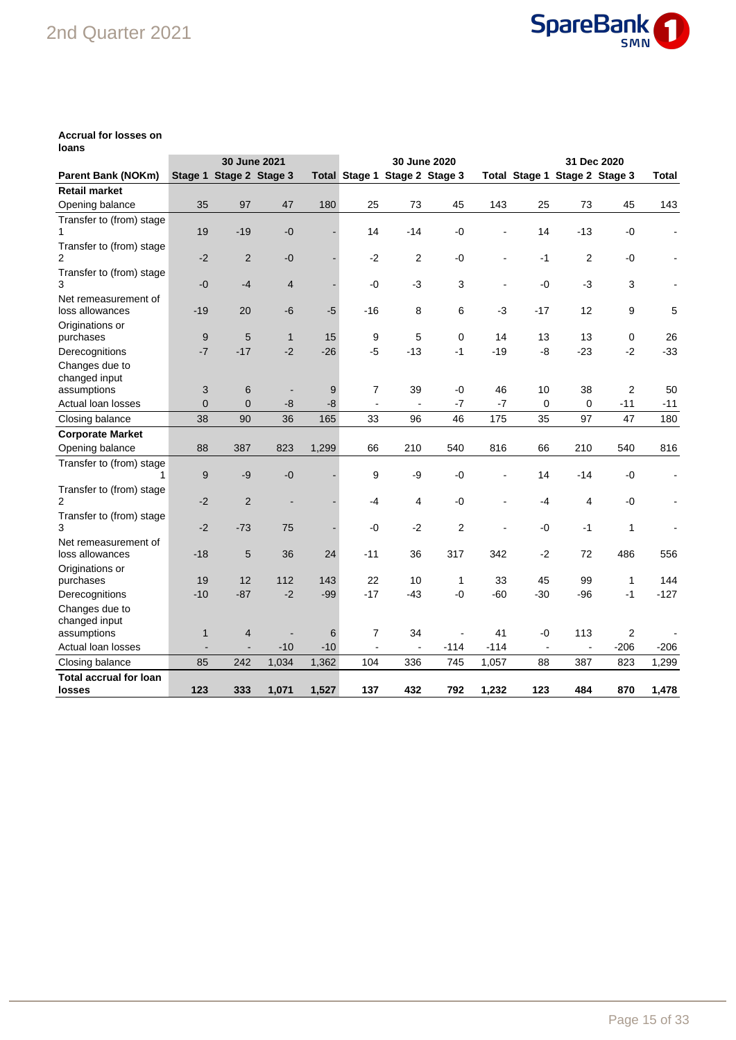**Accrual for losses on loans**

| | 30 June 2021 | | | | 30 June 2020 | | | | 31 Dec 2020 | | | |
|---|---|---|---|---|---|---|---|---|---|---|---|---|
| Parent Bank (NOKm) | Stage 1 | Stage 2 | Stage 3 | Total | Stage 1 | Stage 2 | Stage 3 | Total | Stage 1 | Stage 2 | Stage 3 | Total |
| **Retail market** | | | | | | | | | | | | |
| Opening balance | 35 | 97 | 47 | 180 | 25 | 73 | 45 | 143 | 25 | 73 | 45 | 143 |
| Transfer to (from) stage 1 | 19 | -19 | -0 | - | 14 | -14 | -0 | - | 14 | -13 | -0 | - |
| Transfer to (from) stage 2 | -2 | 2 | -0 | - | -2 | 2 | -0 | - | -1 | 2 | -0 | - |
| Transfer to (from) stage 3 | -0 | -4 | 4 | - | -0 | -3 | 3 | - | -0 | -3 | 3 | - |
| Net remeasurement of loss allowances | -19 | 20 | -6 | -5 | -16 | 8 | 6 | -3 | -17 | 12 | 9 | 5 |
| Originations or purchases | 9 | 5 | 1 | 15 | 9 | 5 | 0 | 14 | 13 | 13 | 0 | 26 |
| Derecognitions | -7 | -17 | -2 | -26 | -5 | -13 | -1 | -19 | -8 | -23 | -2 | -33 |
| Changes due to changed input assumptions | 3 | 6 | - | 9 | 7 | 39 | -0 | 46 | 10 | 38 | 2 | 50 |
| Actual loan losses | 0 | 0 | -8 | -8 | - | - | -7 | -7 | 0 | 0 | -11 | -11 |
| Closing balance | 38 | 90 | 36 | 165 | 33 | 96 | 46 | 175 | 35 | 97 | 47 | 180 |
| **Corporate Market** | | | | | | | | | | | | |
| Opening balance | 88 | 387 | 823 | 1,299 | 66 | 210 | 540 | 816 | 66 | 210 | 540 | 816 |
| Transfer to (from) stage 1 | 9 | -9 | -0 | - | 9 | -9 | -0 | - | 14 | -14 | -0 | - |
| Transfer to (from) stage 2 | -2 | 2 | - | - | -4 | 4 | -0 | - | -4 | 4 | -0 | - |
| Transfer to (from) stage 3 | -2 | -73 | 75 | - | -0 | -2 | 2 | - | -0 | -1 | 1 | - |
| Net remeasurement of loss allowances | -18 | 5 | 36 | 24 | -11 | 36 | 317 | 342 | -2 | 72 | 486 | 556 |
| Originations or purchases | 19 | 12 | 112 | 143 | 22 | 10 | 1 | 33 | 45 | 99 | 1 | 144 |
| Derecognitions | -10 | -87 | -2 | -99 | -17 | -43 | -0 | -60 | -30 | -96 | -1 | -127 |
| Changes due to changed input assumptions | 1 | 4 | - | 6 | 7 | 34 | - | 41 | -0 | 113 | 2 | - |
| Actual loan losses | - | - | -10 | -10 | - | - | -114 | -114 | - | - | -206 | -206 |
| Closing balance | 85 | 242 | 1,034 | 1,362 | 104 | 336 | 745 | 1,057 | 88 | 387 | 823 | 1,299 |
| **Total accrual for loan losses** | **123** | **333** | **1,071** | **1,527** | **137** | **432** | **792** | **1,232** | **123** | **484** | **870** | **1,478** |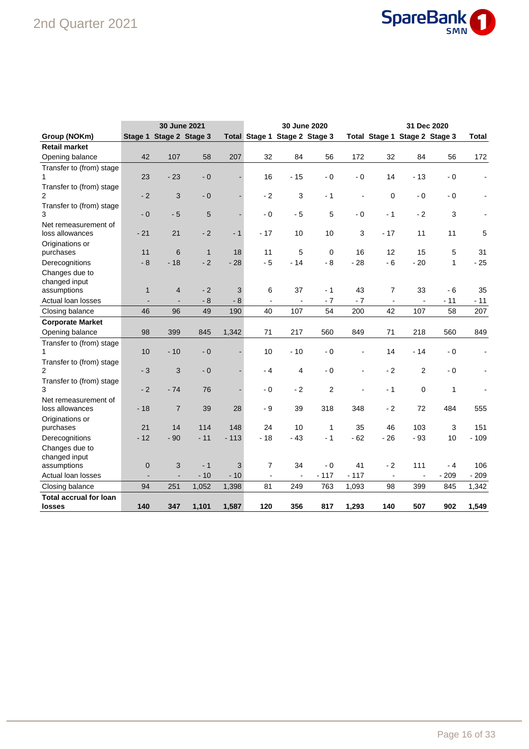| Group (NOKm) | 30 June 2021 | | | | 30 June 2020 | | | | 31 Dec 2020 | | | |
|---|---|---|---|---|---|---|---|---|---|---|---|---|
| | Stage 1 | Stage 2 | Stage 3 | Total | Stage 1 | Stage 2 | Stage 3 | Total | Stage 1 | Stage 2 | Stage 3 | Total |
| **Retail market** | | | | | | | | | | | | |
| Opening balance | 42 | 107 | 58 | 207 | 32 | 84 | 56 | 172 | 32 | 84 | 56 | 172 |
| Transfer to (from) stage 1 | 23 | - 23 | - 0 | - | 16 | - 15 | - 0 | - 0 | 14 | - 13 | - 0 | - |
| Transfer to (from) stage 2 | - 2 | 3 | - 0 | - | - 2 | 3 | - 1 | - | 0 | - 0 | - 0 | - |
| Transfer to (from) stage 3 | - 0 | - 5 | 5 | - | - 0 | - 5 | 5 | - 0 | - 1 | - 2 | 3 | - |
| Net remeasurement of loss allowances | - 21 | 21 | - 2 | - 1 | - 17 | 10 | 10 | 3 | - 17 | 11 | 11 | 5 |
| Originations or purchases | 11 | 6 | 1 | 18 | 11 | 5 | 0 | 16 | 12 | 15 | 5 | 31 |
| Derecognitions | - 8 | - 18 | - 2 | - 28 | - 5 | - 14 | - 8 | - 28 | - 6 | - 20 | 1 | - 25 |
| Changes due to changed input assumptions | 1 | 4 | - 2 | 3 | 6 | 37 | - 1 | 43 | 7 | 33 | - 6 | 35 |
| Actual loan losses | - | - | - 8 | - 8 | - | - | - 7 | - 7 | - | - | - 11 | - 11 |
| Closing balance | 46 | 96 | 49 | 190 | 40 | 107 | 54 | 200 | 42 | 107 | 58 | 207 |
| **Corporate Market** | | | | | | | | | | | | |
| Opening balance | 98 | 399 | 845 | 1,342 | 71 | 217 | 560 | 849 | 71 | 218 | 560 | 849 |
| Transfer to (from) stage 1 | 10 | - 10 | - 0 | - | 10 | - 10 | - 0 | - | 14 | - 14 | - 0 | - |
| Transfer to (from) stage 2 | - 3 | 3 | - 0 | - | - 4 | 4 | - 0 | - | - 2 | 2 | - 0 | - |
| Transfer to (from) stage 3 | - 2 | - 74 | 76 | - | - 0 | - 2 | 2 | - | - 1 | 0 | 1 | - |
| Net remeasurement of loss allowances | - 18 | 7 | 39 | 28 | - 9 | 39 | 318 | 348 | - 2 | 72 | 484 | 555 |
| Originations or purchases | 21 | 14 | 114 | 148 | 24 | 10 | 1 | 35 | 46 | 103 | 3 | 151 |
| Derecognitions | - 12 | - 90 | - 11 | - 113 | - 18 | - 43 | - 1 | - 62 | - 26 | - 93 | 10 | - 109 |
| Changes due to changed input assumptions | 0 | 3 | - 1 | 3 | 7 | 34 | - 0 | 41 | - 2 | 111 | - 4 | 106 |
| Actual loan losses | - | - | - 10 | - 10 | - | - | - 117 | - 117 | - | - | - 209 | - 209 |
| Closing balance | 94 | 251 | 1,052 | 1,398 | 81 | 249 | 763 | 1,093 | 98 | 399 | 845 | 1,342 |
| **Total accrual for loan losses** | **140** | **347** | **1,101** | **1,587** | **120** | **356** | **817** | **1,293** | **140** | **507** | **902** | **1,549** |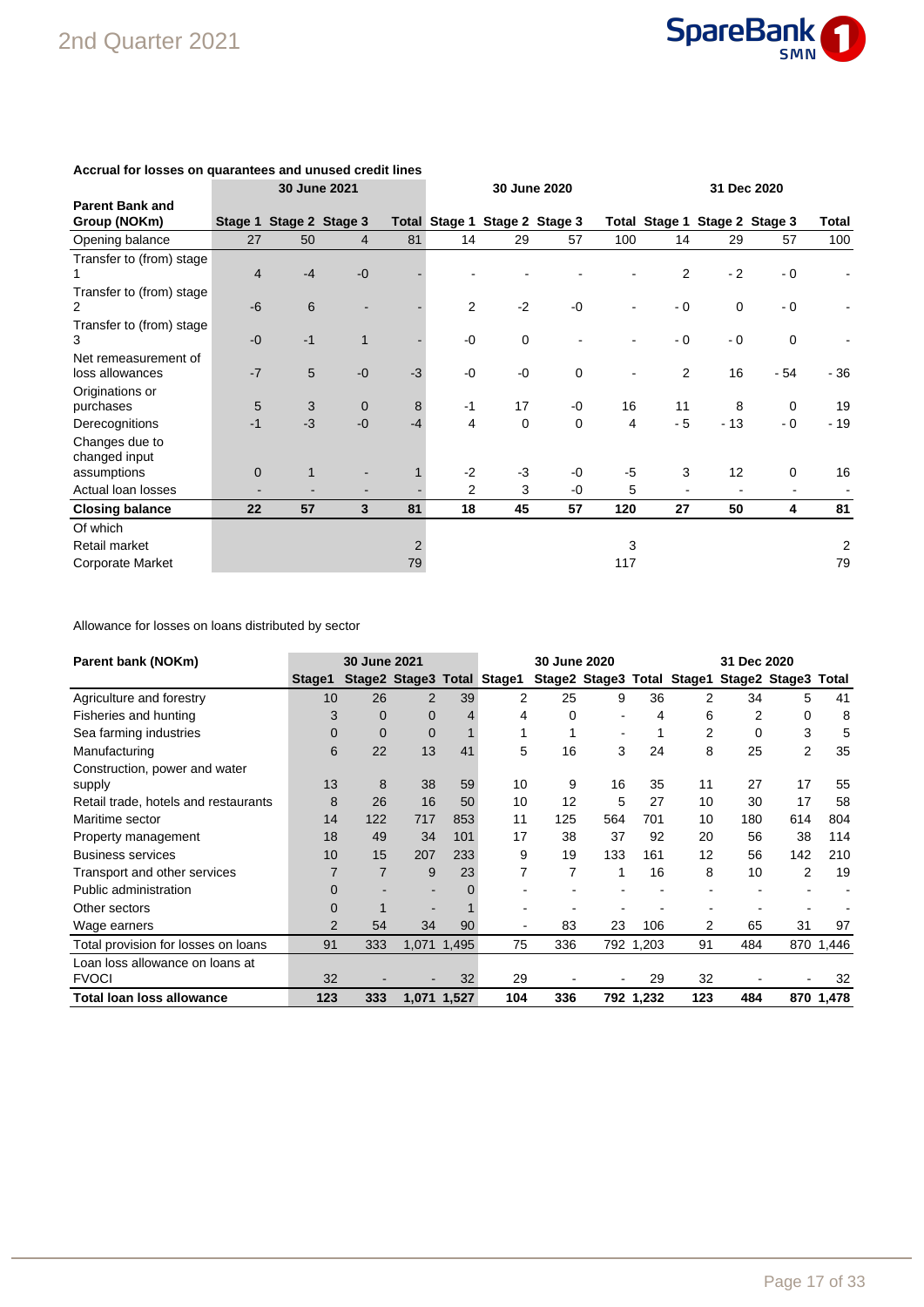**Accrual for losses on guarantees and unused credit lines**

| Parent Bank and Group (NOKm) | 30 June 2021 | | | | 30 June 2020 | | | | 31 Dec 2020 | | | |
|---|---|---|---|---|---|---|---|---|---|---|---|---|
| | Stage 1 | Stage 2 | Stage 3 | Total | Stage 1 | Stage 2 | Stage 3 | Total | Stage 1 | Stage 2 | Stage 3 | Total |
| Opening balance | 27 | 50 | 4 | 81 | 14 | 29 | 57 | 100 | 14 | 29 | 57 | 100 |
| Transfer to (from) stage 1 | 4 | -4 | -0 | - | - | - | - | - | 2 | - 2 | - 0 | - |
| Transfer to (from) stage 2 | -6 | 6 | - | - | 2 | -2 | -0 | - | - 0 | 0 | - 0 | - |
| Transfer to (from) stage 3 | -0 | -1 | 1 | - | -0 | 0 | - | - | - 0 | - 0 | 0 | - |
| Net remeasurement of loss allowances | -7 | 5 | -0 | -3 | -0 | -0 | 0 | - | 2 | 16 | - 54 | - 36 |
| Originations or purchases | 5 | 3 | 0 | 8 | -1 | 17 | -0 | 16 | 11 | 8 | 0 | 19 |
| Derecognitions | -1 | -3 | -0 | -4 | 4 | 0 | 0 | 4 | - 5 | - 13 | - 0 | - 19 |
| Changes due to changed input assumptions | 0 | 1 | - | 1 | -2 | -3 | -0 | -5 | 3 | 12 | 0 | 16 |
| Actual loan losses | - | - | - | - | 2 | 3 | -0 | 5 | - | - | - | - |
| **Closing balance** | **22** | **57** | **3** | **81** | **18** | **45** | **57** | **120** | **27** | **50** | **4** | **81** |
| Of which | | | | | | | | | | | | |
| Retail market | | | | 2 | | | | 3 | | | | 2 |
| Corporate Market | | | | 79 | | | | 117 | | | | 79 |

Allowance for losses on loans distributed by sector

| Parent bank (NOKm) | 30 June 2021 | | | | 30 June 2020 | | | | 31 Dec 2020 | | | |
|---|---|---|---|---|---|---|---|---|---|---|---|---|
| | Stage1 | Stage2 | Stage3 | Total | Stage1 | Stage2 | Stage3 | Total | Stage1 | Stage2 | Stage3 | Total |
| Agriculture and forestry | 10 | 26 | 2 | 39 | 2 | 25 | 9 | 36 | 2 | 34 | 5 | 41 |
| Fisheries and hunting | 3 | 0 | 0 | 4 | 4 | 0 | - | 4 | 6 | 2 | 0 | 8 |
| Sea farming industries | 0 | 0 | 0 | 1 | 1 | 1 | - | 1 | 2 | 0 | 3 | 5 |
| Manufacturing | 6 | 22 | 13 | 41 | 5 | 16 | 3 | 24 | 8 | 25 | 2 | 35 |
| Construction, power and water supply | 13 | 8 | 38 | 59 | 10 | 9 | 16 | 35 | 11 | 27 | 17 | 55 |
| Retail trade, hotels and restaurants | 8 | 26 | 16 | 50 | 10 | 12 | 5 | 27 | 10 | 30 | 17 | 58 |
| Maritime sector | 14 | 122 | 717 | 853 | 11 | 125 | 564 | 701 | 10 | 180 | 614 | 804 |
| Property management | 18 | 49 | 34 | 101 | 17 | 38 | 37 | 92 | 20 | 56 | 38 | 114 |
| Business services | 10 | 15 | 207 | 233 | 9 | 19 | 133 | 161 | 12 | 56 | 142 | 210 |
| Transport and other services | 7 | 7 | 9 | 23 | 7 | 7 | 1 | 16 | 8 | 10 | 2 | 19 |
| Public administration | 0 | - | - | 0 | - | - | - | - | - | - | - | - |
| Other sectors | 0 | 1 | - | 1 | - | - | - | - | - | - | - | - |
| Wage earners | 2 | 54 | 34 | 90 | - | 83 | 23 | 106 | 2 | 65 | 31 | 97 |
| Total provision for losses on loans | 91 | 333 | 1,071 | 1,495 | 75 | 336 | 792 | 1,203 | 91 | 484 | 870 | 1,446 |
| Loan loss allowance on loans at FVOCI | 32 | - | - | 32 | 29 | - | - | 29 | 32 | - | - | 32 |
| **Total loan loss allowance** | **123** | **333** | **1,071** | **1,527** | **104** | **336** | **792** | **1,232** | **123** | **484** | **870** | **1,478** |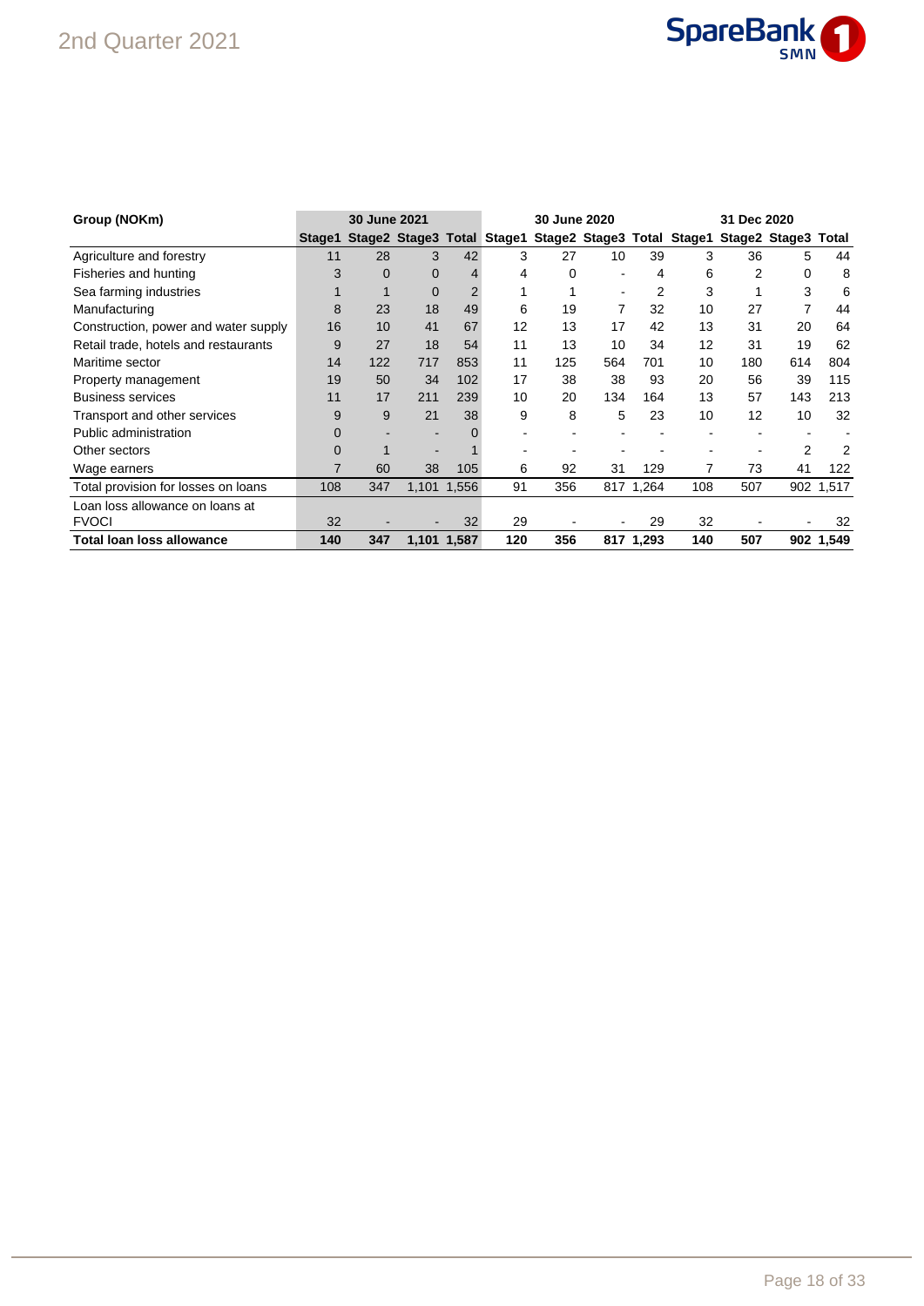| Group (NOKm) | 30 June 2021 | | | | 30 June 2020 | | | | 31 Dec 2020 | | | |
|---|---|---|---|---|---|---|---|---|---|---|---|---|
| | Stage1 | Stage2 | Stage3 | Total | Stage1 | Stage2 | Stage3 | Total | Stage1 | Stage2 | Stage3 | Total |
| Agriculture and forestry | 11 | 28 | 3 | 42 | 3 | 27 | 10 | 39 | 3 | 36 | 5 | 44 |
| Fisheries and hunting | 3 | 0 | 0 | 4 | 4 | 0 | - | 4 | 6 | 2 | 0 | 8 |
| Sea farming industries | 1 | 1 | 0 | 2 | 1 | 1 | - | 2 | 3 | 1 | 3 | 6 |
| Manufacturing | 8 | 23 | 18 | 49 | 6 | 19 | 7 | 32 | 10 | 27 | 7 | 44 |
| Construction, power and water supply | 16 | 10 | 41 | 67 | 12 | 13 | 17 | 42 | 13 | 31 | 20 | 64 |
| Retail trade, hotels and restaurants | 9 | 27 | 18 | 54 | 11 | 13 | 10 | 34 | 12 | 31 | 19 | 62 |
| Maritime sector | 14 | 122 | 717 | 853 | 11 | 125 | 564 | 701 | 10 | 180 | 614 | 804 |
| Property management | 19 | 50 | 34 | 102 | 17 | 38 | 38 | 93 | 20 | 56 | 39 | 115 |
| Business services | 11 | 17 | 211 | 239 | 10 | 20 | 134 | 164 | 13 | 57 | 143 | 213 |
| Transport and other services | 9 | 9 | 21 | 38 | 9 | 8 | 5 | 23 | 10 | 12 | 10 | 32 |
| Public administration | 0 | - | - | 0 | - | - | - | - | - | - | - | - |
| Other sectors | 0 | 1 | - | 1 | - | - | - | - | - | - | 2 | 2 |
| Wage earners | 7 | 60 | 38 | 105 | 6 | 92 | 31 | 129 | 7 | 73 | 41 | 122 |
| Total provision for losses on loans | 108 | 347 | 1,101 | 1,556 | 91 | 356 | 817 | 1,264 | 108 | 507 | 902 | 1,517 |
| Loan loss allowance on loans at FVOCI | 32 | - | - | 32 | 29 | - | - | 29 | 32 | - | - | 32 |
| **Total loan loss allowance** | **140** | **347** | **1,101** | **1,587** | **120** | **356** | **817** | **1,293** | **140** | **507** | **902** | **1,549** |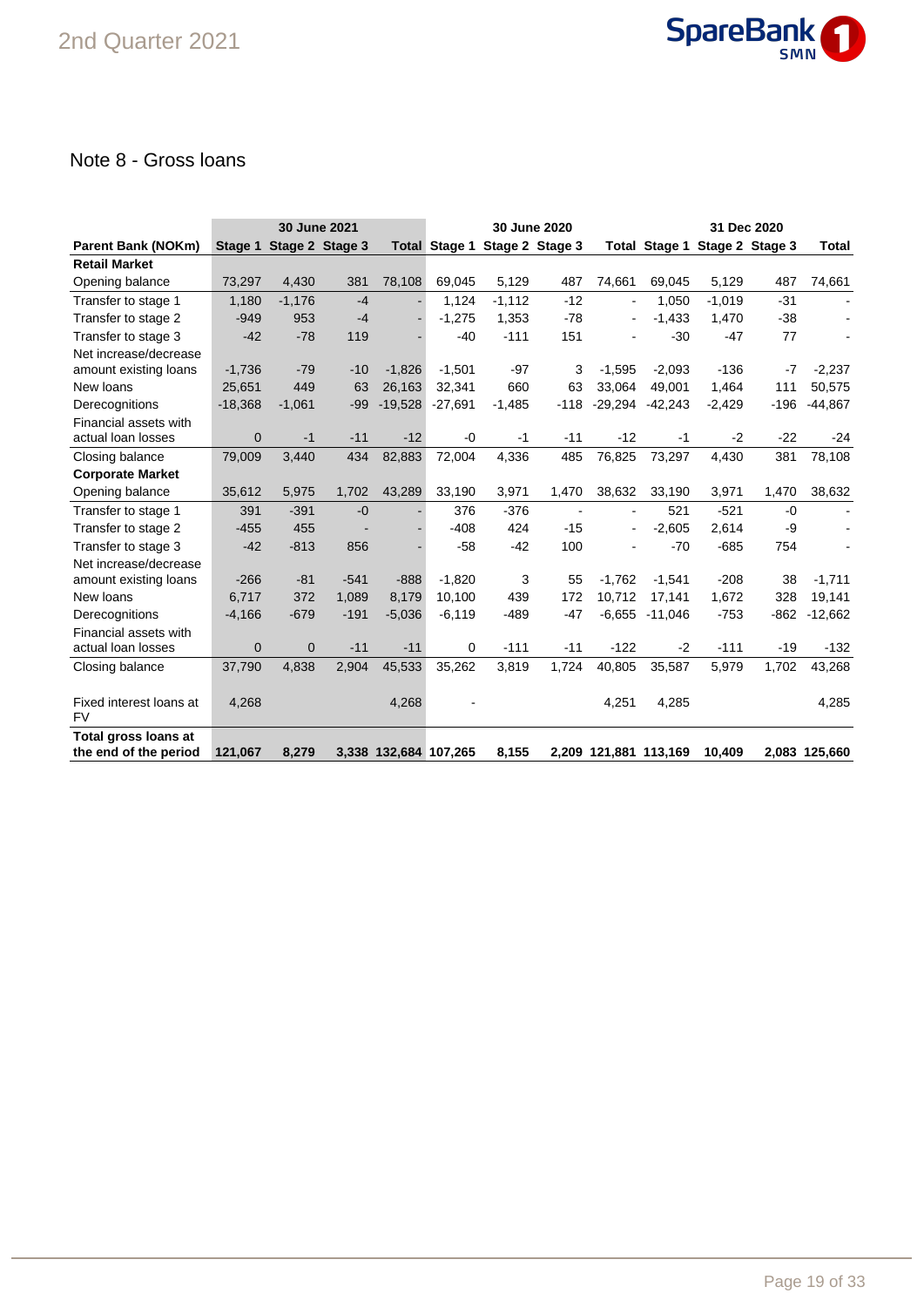## Note 8 - Gross loans

| | 30 June 2021 | | | | 30 June 2020 | | | | 31 Dec 2020 | | | |
|---|---|---|---|---|---|---|---|---|---|---|---|---|
| **Parent Bank (NOKm)** | **Stage 1** | **Stage 2** | **Stage 3** | **Total** | **Stage 1** | **Stage 2** | **Stage 3** | **Total** | **Stage 1** | **Stage 2** | **Stage 3** | **Total** |
| **Retail Market** | | | | | | | | | | | | |
| Opening balance | 73,297 | 4,430 | 381 | 78,108 | 69,045 | 5,129 | 487 | 74,661 | 69,045 | 5,129 | 487 | 74,661 |
| Transfer to stage 1 | 1,180 | -1,176 | -4 | - | 1,124 | -1,112 | -12 | - | 1,050 | -1,019 | -31 | - |
| Transfer to stage 2 | -949 | 953 | -4 | - | -1,275 | 1,353 | -78 | - | -1,433 | 1,470 | -38 | - |
| Transfer to stage 3 | -42 | -78 | 119 | - | -40 | -111 | 151 | - | -30 | -47 | 77 | - |
| Net increase/decrease amount existing loans | -1,736 | -79 | -10 | -1,826 | -1,501 | -97 | 3 | -1,595 | -2,093 | -136 | -7 | -2,237 |
| New loans | 25,651 | 449 | 63 | 26,163 | 32,341 | 660 | 63 | 33,064 | 49,001 | 1,464 | 111 | 50,575 |
| Derecognitions | -18,368 | -1,061 | -99 | -19,528 | -27,691 | -1,485 | -118 | -29,294 | -42,243 | -2,429 | -196 | -44,867 |
| Financial assets with actual loan losses | 0 | -1 | -11 | -12 | -0 | -1 | -11 | -12 | -1 | -2 | -22 | -24 |
| Closing balance | 79,009 | 3,440 | 434 | 82,883 | 72,004 | 4,336 | 485 | 76,825 | 73,297 | 4,430 | 381 | 78,108 |
| **Corporate Market** | | | | | | | | | | | | |
| Opening balance | 35,612 | 5,975 | 1,702 | 43,289 | 33,190 | 3,971 | 1,470 | 38,632 | 33,190 | 3,971 | 1,470 | 38,632 |
| Transfer to stage 1 | 391 | -391 | -0 | - | 376 | -376 | - | - | 521 | -521 | -0 | - |
| Transfer to stage 2 | -455 | 455 | - | - | -408 | 424 | -15 | - | -2,605 | 2,614 | -9 | - |
| Transfer to stage 3 | -42 | -813 | 856 | - | -58 | -42 | 100 | - | -70 | -685 | 754 | - |
| Net increase/decrease amount existing loans | -266 | -81 | -541 | -888 | -1,820 | 3 | 55 | -1,762 | -1,541 | -208 | 38 | -1,711 |
| New loans | 6,717 | 372 | 1,089 | 8,179 | 10,100 | 439 | 172 | 10,712 | 17,141 | 1,672 | 328 | 19,141 |
| Derecognitions | -4,166 | -679 | -191 | -5,036 | -6,119 | -489 | -47 | -6,655 | -11,046 | -753 | -862 | -12,662 |
| Financial assets with actual loan losses | 0 | 0 | -11 | -11 | 0 | -111 | -11 | -122 | -2 | -111 | -19 | -132 |
| Closing balance | 37,790 | 4,838 | 2,904 | 45,533 | 35,262 | 3,819 | 1,724 | 40,805 | 35,587 | 5,979 | 1,702 | 43,268 |
| Fixed interest loans at FV | 4,268 | | | 4,268 | - | | | 4,251 | 4,285 | | | 4,285 |
| **Total gross loans at the end of the period** | **121,067** | **8,279** | **3,338** | **132,684** | **107,265** | **8,155** | **2,209** | **121,881** | **113,169** | **10,409** | **2,083** | **125,660** |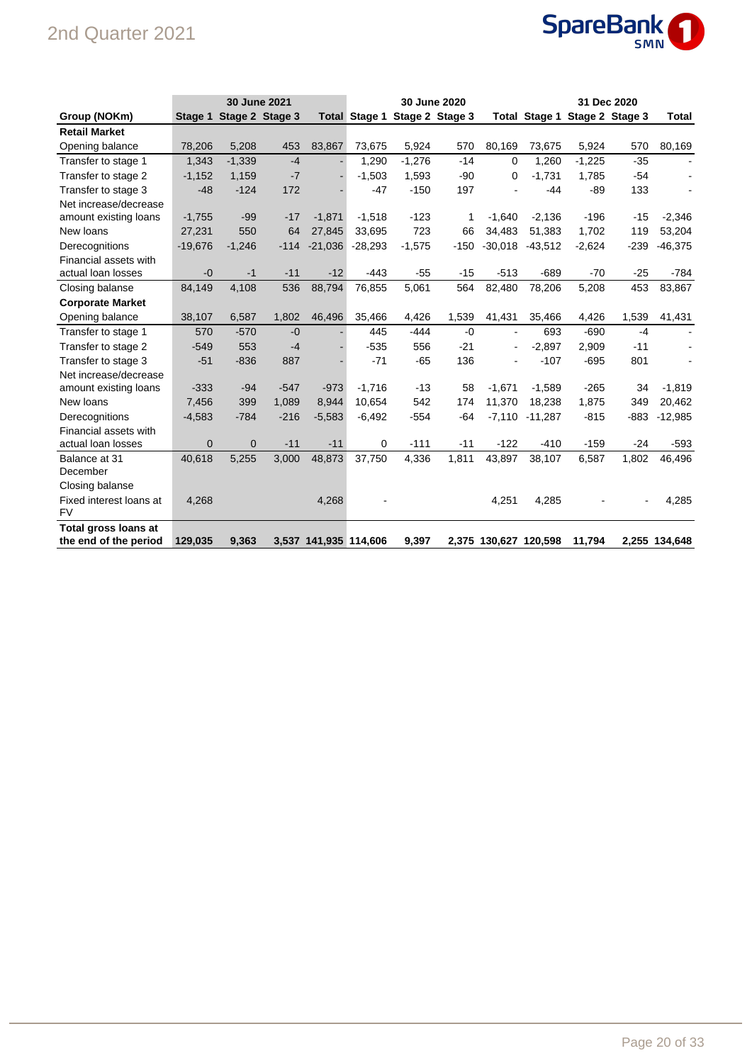| Group (NOKm) | 30 June 2021 | | | | 30 June 2020 | | | | 31 Dec 2020 | | | |
|---|---|---|---|---|---|---|---|---|---|---|---|---|
| | Stage 1 | Stage 2 | Stage 3 | Total | Stage 1 | Stage 2 | Stage 3 | Total | Stage 1 | Stage 2 | Stage 3 | Total |
| **Retail Market** | | | | | | | | | | | | |
| Opening balance | 78,206 | 5,208 | 453 | 83,867 | 73,675 | 5,924 | 570 | 80,169 | 73,675 | 5,924 | 570 | 80,169 |
| Transfer to stage 1 | 1,343 | -1,339 | -4 | - | 1,290 | -1,276 | -14 | 0 | 1,260 | -1,225 | -35 | - |
| Transfer to stage 2 | -1,152 | 1,159 | -7 | - | -1,503 | 1,593 | -90 | 0 | -1,731 | 1,785 | -54 | - |
| Transfer to stage 3 | -48 | -124 | 172 | - | -47 | -150 | 197 | - | -44 | -89 | 133 | - |
| Net increase/decrease amount existing loans | -1,755 | -99 | -17 | -1,871 | -1,518 | -123 | 1 | -1,640 | -2,136 | -196 | -15 | -2,346 |
| New loans | 27,231 | 550 | 64 | 27,845 | 33,695 | 723 | 66 | 34,483 | 51,383 | 1,702 | 119 | 53,204 |
| Derecognitions | -19,676 | -1,246 | -114 | -21,036 | -28,293 | -1,575 | -150 | -30,018 | -43,512 | -2,624 | -239 | -46,375 |
| Financial assets with actual loan losses | -0 | -1 | -11 | -12 | -443 | -55 | -15 | -513 | -689 | -70 | -25 | -784 |
| Closing balanse | 84,149 | 4,108 | 536 | 88,794 | 76,855 | 5,061 | 564 | 82,480 | 78,206 | 5,208 | 453 | 83,867 |
| **Corporate Market** | | | | | | | | | | | | |
| Opening balance | 38,107 | 6,587 | 1,802 | 46,496 | 35,466 | 4,426 | 1,539 | 41,431 | 35,466 | 4,426 | 1,539 | 41,431 |
| Transfer to stage 1 | 570 | -570 | -0 | - | 445 | -444 | -0 | - | 693 | -690 | -4 | - |
| Transfer to stage 2 | -549 | 553 | -4 | - | -535 | 556 | -21 | - | -2,897 | 2,909 | -11 | - |
| Transfer to stage 3 | -51 | -836 | 887 | - | -71 | -65 | 136 | - | -107 | -695 | 801 | - |
| Net increase/decrease amount existing loans | -333 | -94 | -547 | -973 | -1,716 | -13 | 58 | -1,671 | -1,589 | -265 | 34 | -1,819 |
| New loans | 7,456 | 399 | 1,089 | 8,944 | 10,654 | 542 | 174 | 11,370 | 18,238 | 1,875 | 349 | 20,462 |
| Derecognitions | -4,583 | -784 | -216 | -5,583 | -6,492 | -554 | -64 | -7,110 | -11,287 | -815 | -883 | -12,985 |
| Financial assets with actual loan losses | 0 | 0 | -11 | -11 | 0 | -111 | -11 | -122 | -410 | -159 | -24 | -593 |
| Balance at 31 December Closing balanse | 40,618 | 5,255 | 3,000 | 48,873 | 37,750 | 4,336 | 1,811 | 43,897 | 38,107 | 6,587 | 1,802 | 46,496 |
| Fixed interest loans at FV | 4,268 | | | 4,268 | - | | | 4,251 | 4,285 | - | - | 4,285 |
| **Total gross loans at the end of the period** | **129,035** | **9,363** | **3,537** | **141,935** | **114,606** | **9,397** | **2,375** | **130,627** | **120,598** | **11,794** | **2,255** | **134,648** |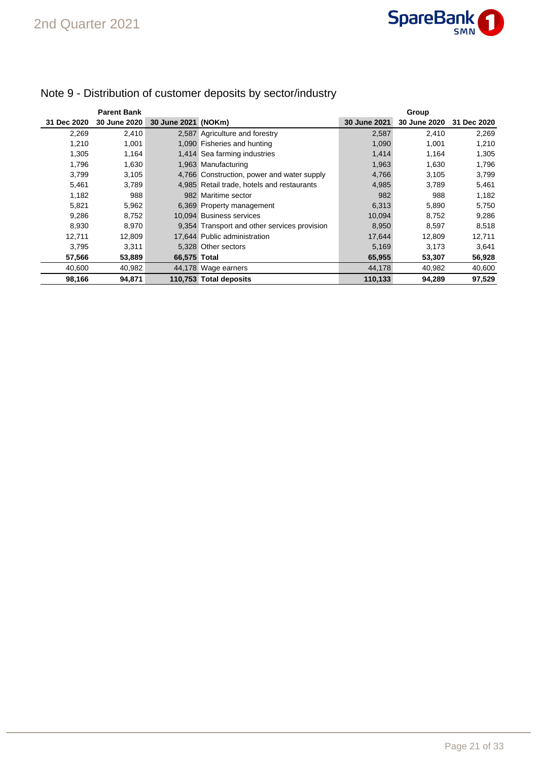## Note 9 - Distribution of customer deposits by sector/industry

| Parent Bank | | | | Group | | |
|---|---|---|---|---|---|---|
| 31 Dec 2020 | 30 June 2020 | 30 June 2021 | (NOKm) | 30 June 2021 | 30 June 2020 | 31 Dec 2020 |
| 2,269 | 2,410 | 2,587 | Agriculture and forestry | 2,587 | 2,410 | 2,269 |
| 1,210 | 1,001 | 1,090 | Fisheries and hunting | 1,090 | 1,001 | 1,210 |
| 1,305 | 1,164 | 1,414 | Sea farming industries | 1,414 | 1,164 | 1,305 |
| 1,796 | 1,630 | 1,963 | Manufacturing | 1,963 | 1,630 | 1,796 |
| 3,799 | 3,105 | 4,766 | Construction, power and water supply | 4,766 | 3,105 | 3,799 |
| 5,461 | 3,789 | 4,985 | Retail trade, hotels and restaurants | 4,985 | 3,789 | 5,461 |
| 1,182 | 988 | 982 | Maritime sector | 982 | 988 | 1,182 |
| 5,821 | 5,962 | 6,369 | Property management | 6,313 | 5,890 | 5,750 |
| 9,286 | 8,752 | 10,094 | Business services | 10,094 | 8,752 | 9,286 |
| 8,930 | 8,970 | 9,354 | Transport and other services provision | 8,950 | 8,597 | 8,518 |
| 12,711 | 12,809 | 17,644 | Public administration | 17,644 | 12,809 | 12,711 |
| 3,795 | 3,311 | 5,328 | Other sectors | 5,169 | 3,173 | 3,641 |
| **57,566** | **53,889** | **66,575** | **Total** | **65,955** | **53,307** | **56,928** |
| 40,600 | 40,982 | 44,178 | Wage earners | 44,178 | 40,982 | 40,600 |
| **98,166** | **94,871** | **110,753** | **Total deposits** | **110,133** | **94,289** | **97,529** |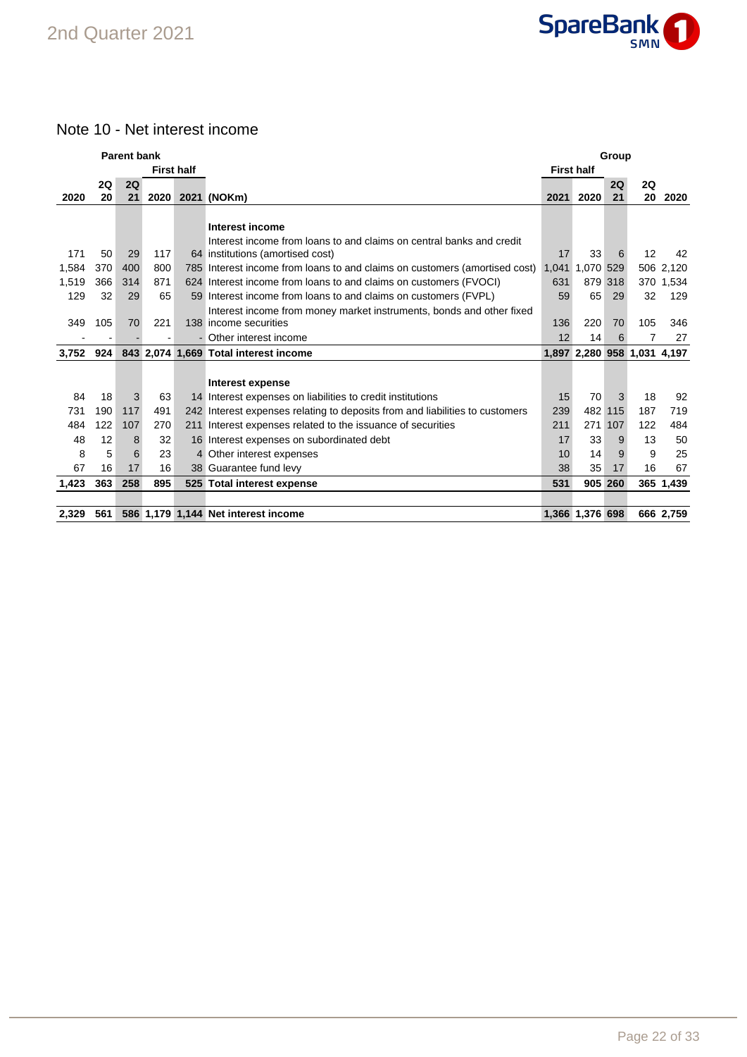## Note 10 - Net interest income

| Parent bank | | | | | | Group | | | | |
|---|---|---|---|---|---|---|---|---|---|---|
| | | | First half | | | First half | | | | |
| 2020 | 2Q 20 | 2Q 21 | 2020 | 2021 | (NOKm) | 2021 | 2020 | 2Q 21 | 2Q 20 | 2020 |
| | | | | | **Interest income** | | | | | |
| 171 | 50 | 29 | 117 | 64 | Interest income from loans to and claims on central banks and credit institutions (amortised cost) | 17 | 33 | 6 | 12 | 42 |
| 1,584 | 370 | 400 | 800 | 785 | Interest income from loans to and claims on customers (amortised cost) | 1,041 | 1,070 | 529 | 506 | 2,120 |
| 1,519 | 366 | 314 | 871 | 624 | Interest income from loans to and claims on customers (FVOCI) | 631 | 879 | 318 | 370 | 1,534 |
| 129 | 32 | 29 | 65 | 59 | Interest income from loans to and claims on customers (FVPL) | 59 | 65 | 29 | 32 | 129 |
| 349 | 105 | 70 | 221 | 138 | Interest income from money market instruments, bonds and other fixed income securities | 136 | 220 | 70 | 105 | 346 |
| - | - | - | - | - | Other interest income | 12 | 14 | 6 | 7 | 27 |
| **3,752** | **924** | **843** | **2,074** | **1,669** | **Total interest income** | **1,897** | **2,280** | **958** | **1,031** | **4,197** |
| | | | | | **Interest expense** | | | | | |
| 84 | 18 | 3 | 63 | 14 | Interest expenses on liabilities to credit institutions | 15 | 70 | 3 | 18 | 92 |
| 731 | 190 | 117 | 491 | 242 | Interest expenses relating to deposits from and liabilities to customers | 239 | 482 | 115 | 187 | 719 |
| 484 | 122 | 107 | 270 | 211 | Interest expenses related to the issuance of securities | 211 | 271 | 107 | 122 | 484 |
| 48 | 12 | 8 | 32 | 16 | Interest expenses on subordinated debt | 17 | 33 | 9 | 13 | 50 |
| 8 | 5 | 6 | 23 | 4 | Other interest expenses | 10 | 14 | 9 | 9 | 25 |
| 67 | 16 | 17 | 16 | 38 | Guarantee fund levy | 38 | 35 | 17 | 16 | 67 |
| **1,423** | **363** | **258** | **895** | **525** | **Total interest expense** | **531** | **905** | **260** | **365** | **1,439** |
| | | | | | | | | | | |
| **2,329** | **561** | **586** | **1,179** | **1,144** | **Net interest income** | **1,366** | **1,376** | **698** | **666** | **2,759** |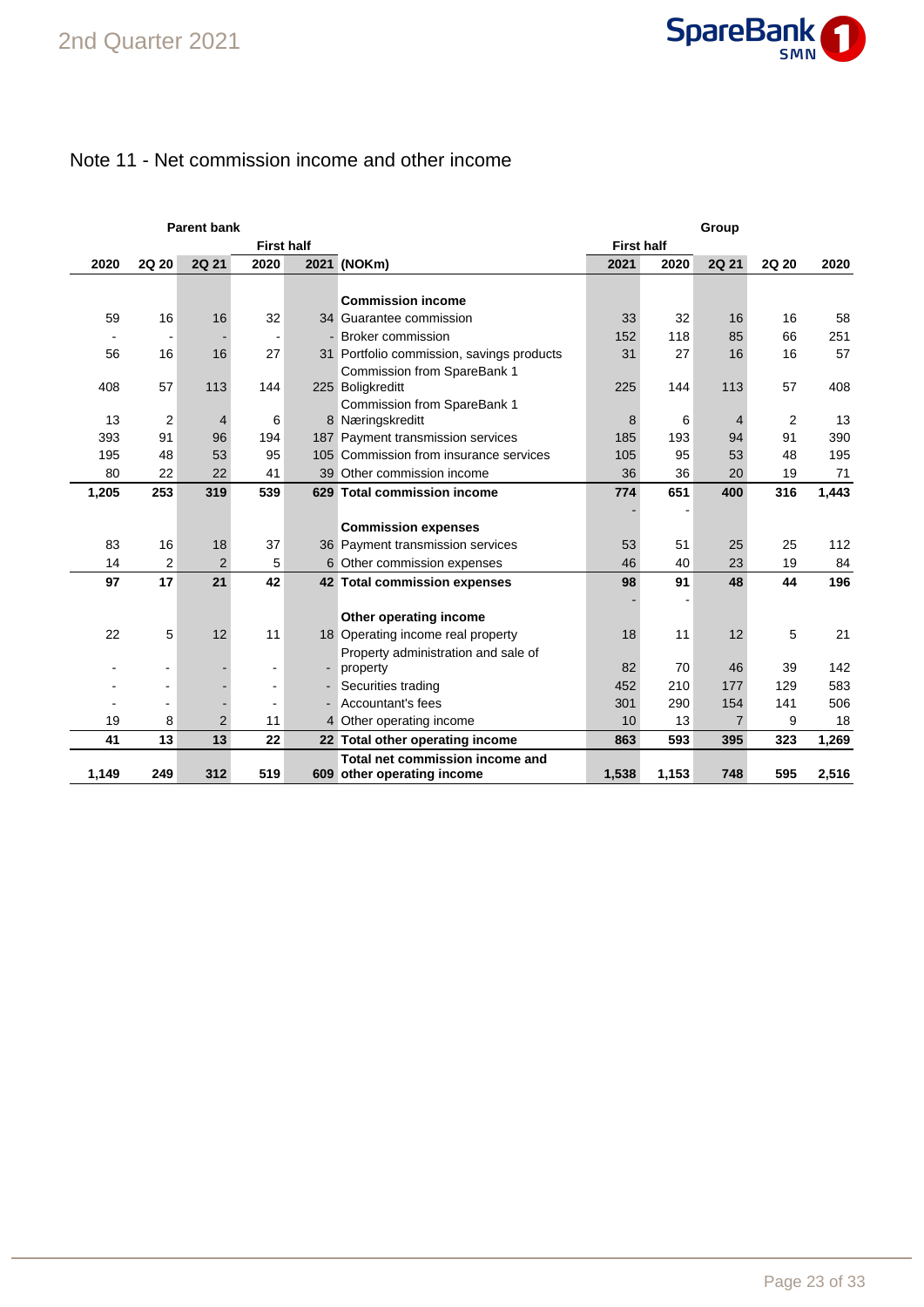# Note 11 - Net commission income and other income

| Parent bank | | | | | | Group | | | | |
|---|---|---|---|---|---|---|---|---|---|---|
| | | | First half | | | First half | | | | |
| 2020 | 2Q 20 | 2Q 21 | 2020 | 2021 | (NOKm) | 2021 | 2020 | 2Q 21 | 2Q 20 | 2020 |
| | | | | | **Commission income** | | | | | |
| 59 | 16 | 16 | 32 | 34 | Guarantee commission | 33 | 32 | 16 | 16 | 58 |
| - | - | - | - | - | Broker commission | 152 | 118 | 85 | 66 | 251 |
| 56 | 16 | 16 | 27 | 31 | Portfolio commission, savings products | 31 | 27 | 16 | 16 | 57 |
| 408 | 57 | 113 | 144 | 225 | Commission from SpareBank 1 Boligkreditt | 225 | 144 | 113 | 57 | 408 |
| 13 | 2 | 4 | 6 | 8 | Commission from SpareBank 1 Næringskreditt | 8 | 6 | 4 | 2 | 13 |
| 393 | 91 | 96 | 194 | 187 | Payment transmission services | 185 | 193 | 94 | 91 | 390 |
| 195 | 48 | 53 | 95 | 105 | Commission from insurance services | 105 | 95 | 53 | 48 | 195 |
| 80 | 22 | 22 | 41 | 39 | Other commission income | 36 | 36 | 20 | 19 | 71 |
| **1,205** | **253** | **319** | **539** | **629** | **Total commission income** | **774** | **651** | **400** | **316** | **1,443** |
| | | | | | | - | - | | | |
| | | | | | **Commission expenses** | | | | | |
| 83 | 16 | 18 | 37 | 36 | Payment transmission services | 53 | 51 | 25 | 25 | 112 |
| 14 | 2 | 2 | 5 | 6 | Other commission expenses | 46 | 40 | 23 | 19 | 84 |
| **97** | **17** | **21** | **42** | **42** | **Total commission expenses** | **98** | **91** | **48** | **44** | **196** |
| | | | | | | - | - | | | |
| | | | | | **Other operating income** | | | | | |
| 22 | 5 | 12 | 11 | 18 | Operating income real property | 18 | 11 | 12 | 5 | 21 |
| - | - | - | - | - | Property administration and sale of property | 82 | 70 | 46 | 39 | 142 |
| - | - | - | - | - | Securities trading | 452 | 210 | 177 | 129 | 583 |
| - | - | - | - | - | Accountant's fees | 301 | 290 | 154 | 141 | 506 |
| 19 | 8 | 2 | 11 | 4 | Other operating income | 10 | 13 | 7 | 9 | 18 |
| **41** | **13** | **13** | **22** | **22** | **Total other operating income** | **863** | **593** | **395** | **323** | **1,269** |
| **1,149** | **249** | **312** | **519** | **609** | **Total net commission income and other operating income** | **1,538** | **1,153** | **748** | **595** | **2,516** |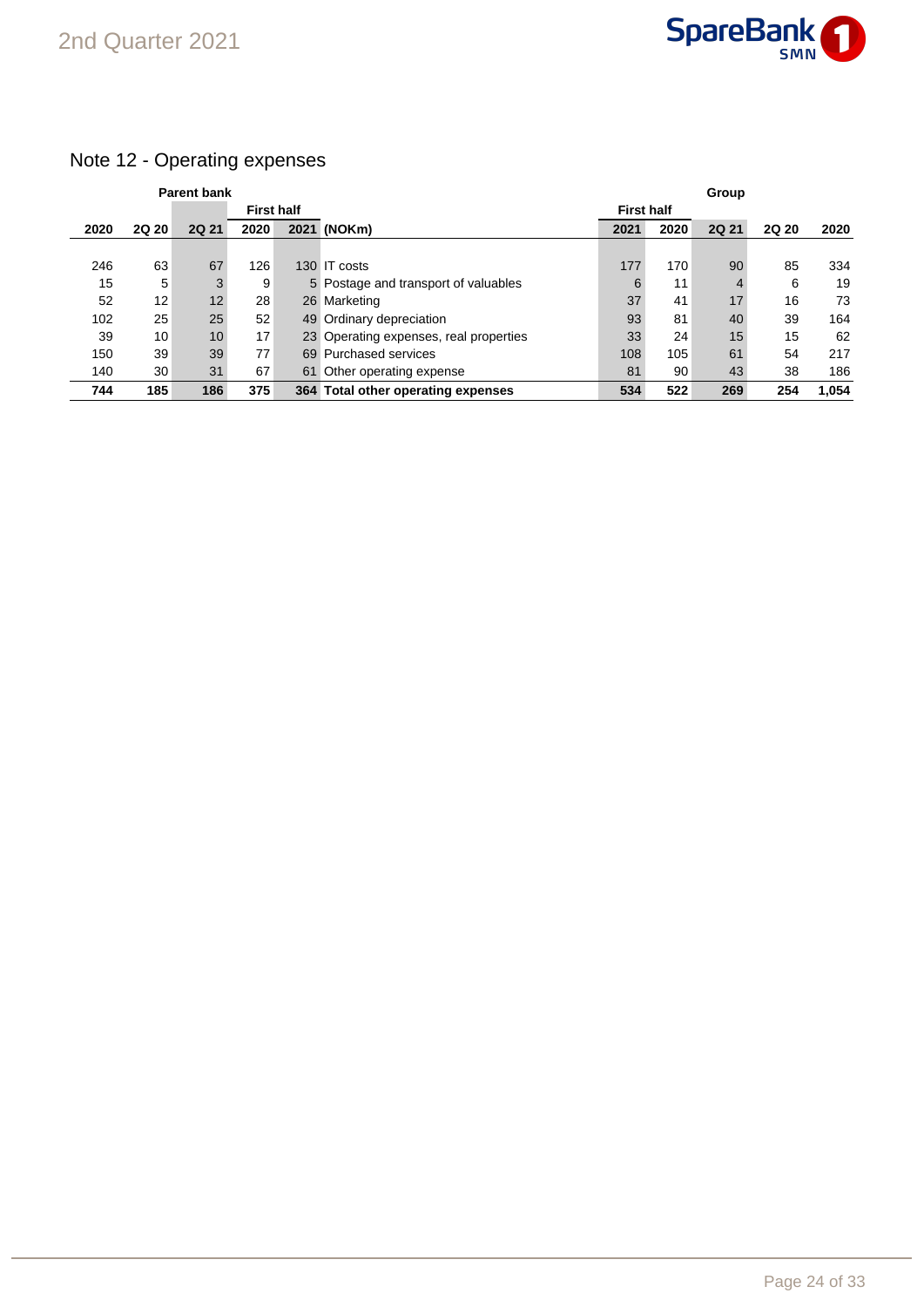## Note 12 - Operating expenses

| Parent bank | | | | | | Group | | | | |
|---|---|---|---|---|---|---|---|---|---|---|
| | | | First half | | | First half | | | | |
| 2020 | 2Q 20 | 2Q 21 | 2020 | 2021 | (NOKm) | 2021 | 2020 | 2Q 21 | 2Q 20 | 2020 |
| 246 | 63 | 67 | 126 | 130 | IT costs | 177 | 170 | 90 | 85 | 334 |
| 15 | 5 | 3 | 9 | 5 | Postage and transport of valuables | 6 | 11 | 4 | 6 | 19 |
| 52 | 12 | 12 | 28 | 26 | Marketing | 37 | 41 | 17 | 16 | 73 |
| 102 | 25 | 25 | 52 | 49 | Ordinary depreciation | 93 | 81 | 40 | 39 | 164 |
| 39 | 10 | 10 | 17 | 23 | Operating expenses, real properties | 33 | 24 | 15 | 15 | 62 |
| 150 | 39 | 39 | 77 | 69 | Purchased services | 108 | 105 | 61 | 54 | 217 |
| 140 | 30 | 31 | 67 | 61 | Other operating expense | 81 | 90 | 43 | 38 | 186 |
| **744** | **185** | **186** | **375** | **364** | **Total other operating expenses** | **534** | **522** | **269** | **254** | **1,054** |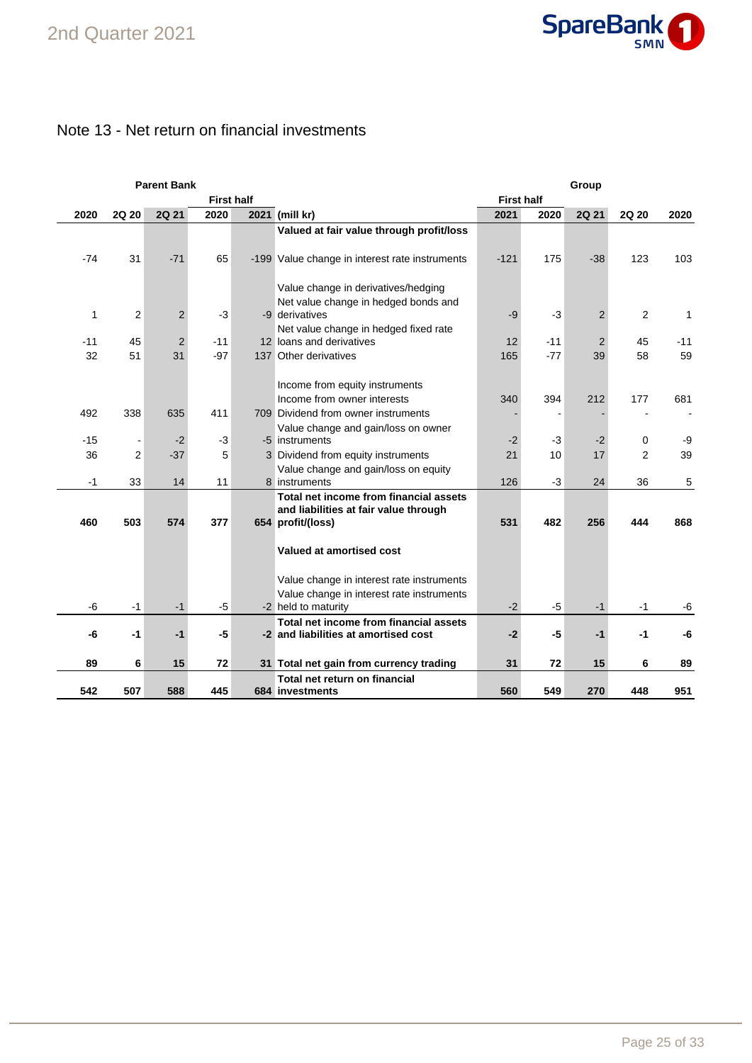## Note 13 - Net return on financial investments

| Parent Bank | | | | | | Group | | | | |
|---|---|---|---|---|---|---|---|---|---|---|
| | | | First half | | | First half | | | | |
| 2020 | 2Q 20 | 2Q 21 | 2020 | 2021 | (mill kr) | 2021 | 2020 | 2Q 21 | 2Q 20 | 2020 |
| | | | | | **Valued at fair value through profit/loss** | | | | | |
| -74 | 31 | -71 | 65 | -199 | Value change in interest rate instruments | -121 | 175 | -38 | 123 | 103 |
| | | | | | Value change in derivatives/hedging | | | | | |
| 1 | 2 | 2 | -3 | -9 | Net value change in hedged bonds and derivatives | -9 | -3 | 2 | 2 | 1 |
| -11 | 45 | 2 | -11 | 12 | Net value change in hedged fixed rate loans and derivatives | 12 | -11 | 2 | 45 | -11 |
| 32 | 51 | 31 | -97 | 137 | Other derivatives | 165 | -77 | 39 | 58 | 59 |
| | | | | | Income from equity instruments | | | | | |
| | | | | | Income from owner interests | 340 | 394 | 212 | 177 | 681 |
| 492 | 338 | 635 | 411 | 709 | Dividend from owner instruments | - | - | - | - | - |
| -15 | - | -2 | -3 | -5 | Value change and gain/loss on owner instruments | -2 | -3 | -2 | 0 | -9 |
| 36 | 2 | -37 | 5 | 3 | Dividend from equity instruments | 21 | 10 | 17 | 2 | 39 |
| -1 | 33 | 14 | 11 | 8 | Value change and gain/loss on equity instruments | 126 | -3 | 24 | 36 | 5 |
| **460** | **503** | **574** | **377** | **654** | **Total net income from financial assets and liabilities at fair value through profit/(loss)** | **531** | **482** | **256** | **444** | **868** |
| | | | | | **Valued at amortised cost** | | | | | |
| | | | | | Value change in interest rate instruments | | | | | |
| -6 | -1 | -1 | -5 | -2 | Value change in interest rate instruments held to maturity | -2 | -5 | -1 | -1 | -6 |
| **-6** | **-1** | **-1** | **-5** | **-2** | **Total net income from financial assets and liabilities at amortised cost** | **-2** | **-5** | **-1** | **-1** | **-6** |
| **89** | **6** | **15** | **72** | **31** | **Total net gain from currency trading** | **31** | **72** | **15** | **6** | **89** |
| **542** | **507** | **588** | **445** | **684** | **Total net return on financial investments** | **560** | **549** | **270** | **448** | **951** |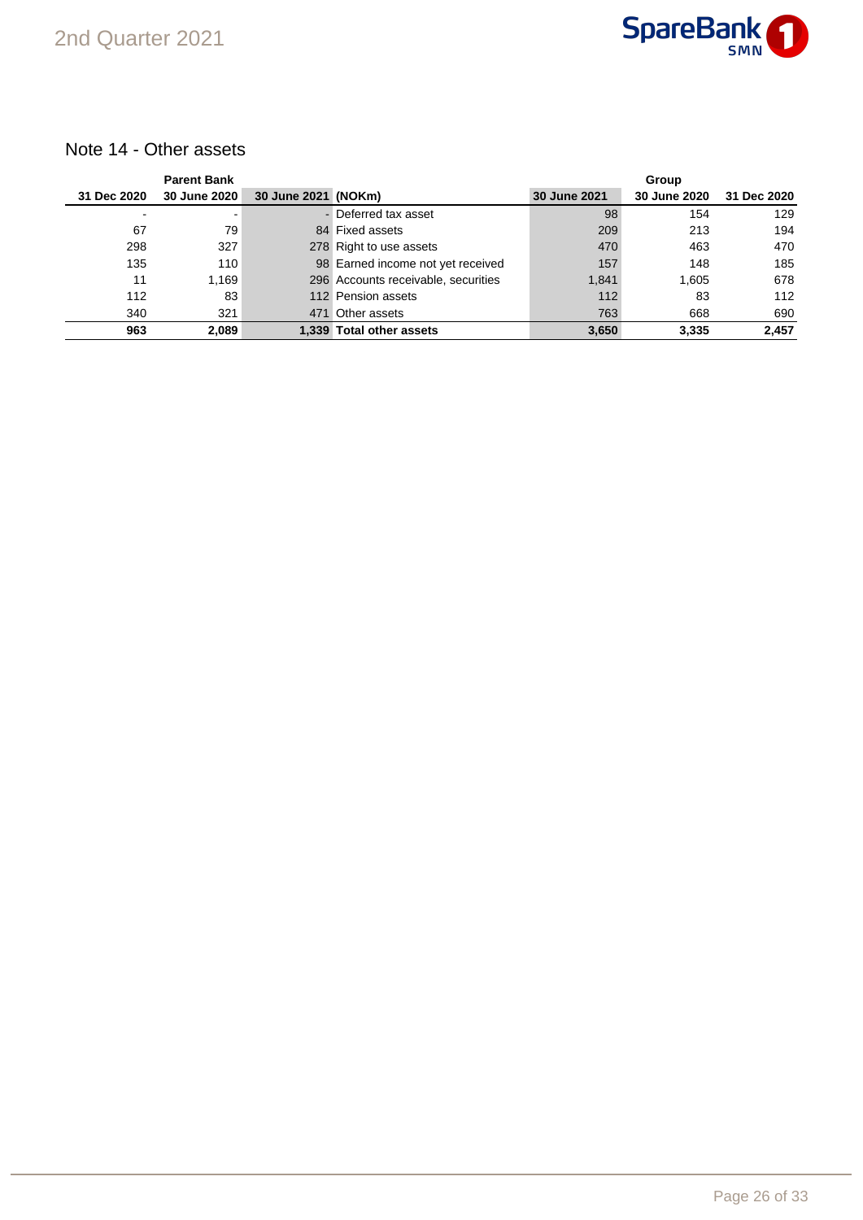## Note 14 - Other assets

| Parent Bank | | | | Group | | |
|---|---|---|---|---|---|---|
| 31 Dec 2020 | 30 June 2020 | 30 June 2021 | (NOKm) | 30 June 2021 | 30 June 2020 | 31 Dec 2020 |
| - | - | - | Deferred tax asset | 98 | 154 | 129 |
| 67 | 79 | 84 | Fixed assets | 209 | 213 | 194 |
| 298 | 327 | 278 | Right to use assets | 470 | 463 | 470 |
| 135 | 110 | 98 | Earned income not yet received | 157 | 148 | 185 |
| 11 | 1,169 | 296 | Accounts receivable, securities | 1,841 | 1,605 | 678 |
| 112 | 83 | 112 | Pension assets | 112 | 83 | 112 |
| 340 | 321 | 471 | Other assets | 763 | 668 | 690 |
| **963** | **2,089** | **1,339** | **Total other assets** | **3,650** | **3,335** | **2,457** |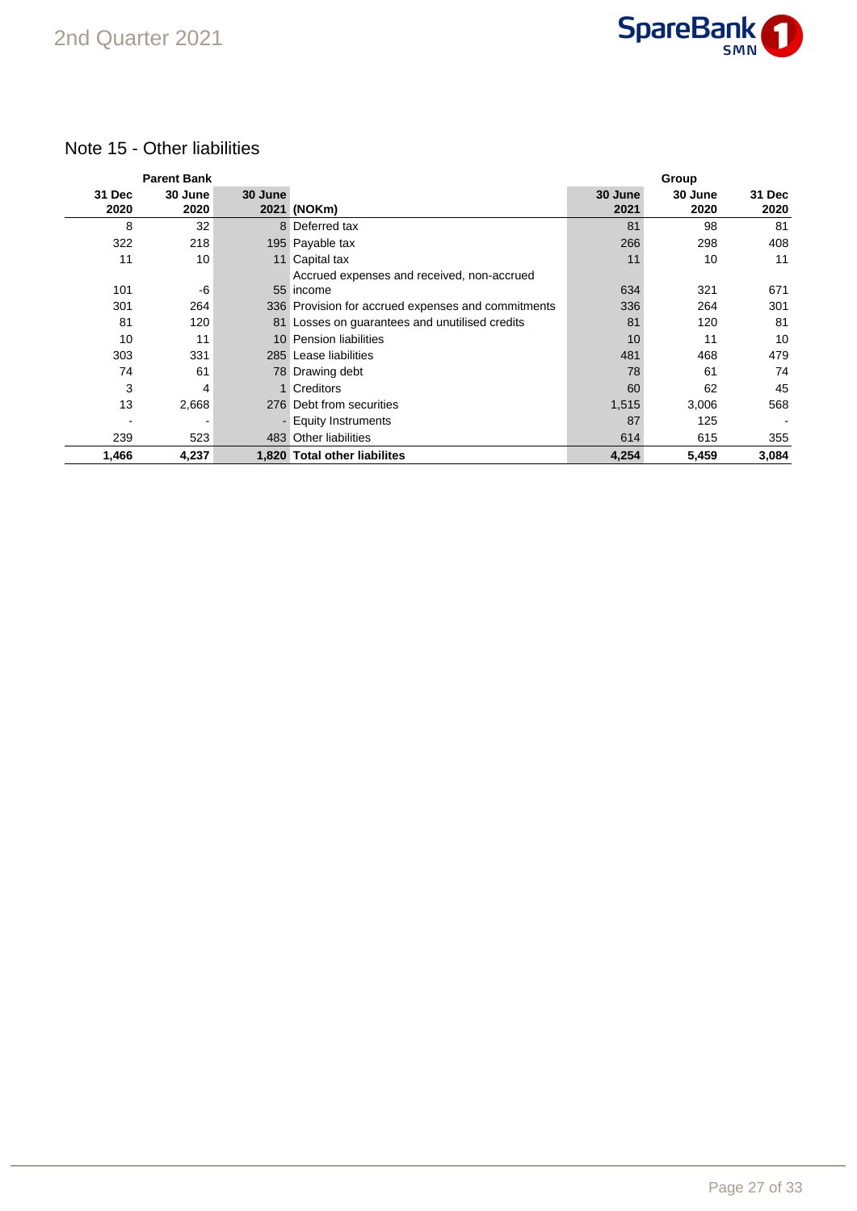# Note 15 - Other liabilities

| Parent Bank | | | | Group | | |
|---|---|---|---|---|---|---|
| 31 Dec 2020 | 30 June 2020 | 30 June 2021 | (NOKm) | 30 June 2021 | 30 June 2020 | 31 Dec 2020 |
| 8 | 32 | 8 | Deferred tax | 81 | 98 | 81 |
| 322 | 218 | 195 | Payable tax | 266 | 298 | 408 |
| 11 | 10 | 11 | Capital tax | 11 | 10 | 11 |
| 101 | -6 | 55 | Accrued expenses and received, non-accrued income | 634 | 321 | 671 |
| 301 | 264 | 336 | Provision for accrued expenses and commitments | 336 | 264 | 301 |
| 81 | 120 | 81 | Losses on guarantees and unutilised credits | 81 | 120 | 81 |
| 10 | 11 | 10 | Pension liabilities | 10 | 11 | 10 |
| 303 | 331 | 285 | Lease liabilities | 481 | 468 | 479 |
| 74 | 61 | 78 | Drawing debt | 78 | 61 | 74 |
| 3 | 4 | 1 | Creditors | 60 | 62 | 45 |
| 13 | 2,668 | 276 | Debt from securities | 1,515 | 3,006 | 568 |
| - | - | - | Equity Instruments | 87 | 125 | - |
| 239 | 523 | 483 | Other liabilities | 614 | 615 | 355 |
| **1,466** | **4,237** | **1,820** | **Total other liabilites** | **4,254** | **5,459** | **3,084** |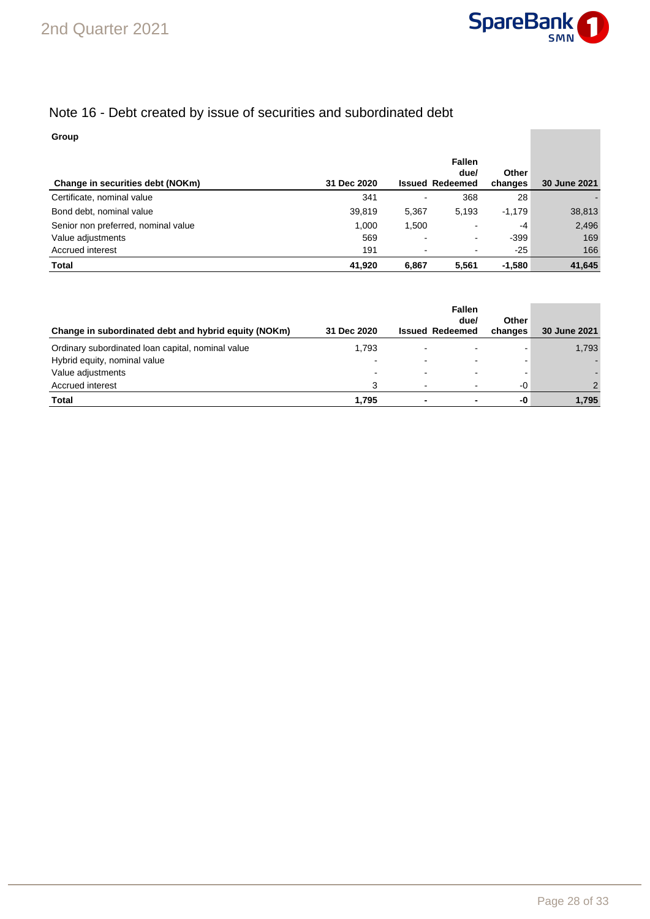## Note 16 - Debt created by issue of securities and subordinated debt

**Group**

| Change in securities debt (NOKm) | 31 Dec 2020 | Issued | Fallen due/ Redeemed | Other changes | 30 June 2021 |
|---|---|---|---|---|---|
| Certificate, nominal value | 341 | - | 368 | 28 | - |
| Bond debt, nominal value | 39,819 | 5,367 | 5,193 | -1,179 | 38,813 |
| Senior non preferred, nominal value | 1,000 | 1,500 | - | -4 | 2,496 |
| Value adjustments | 569 | - | - | -399 | 169 |
| Accrued interest | 191 | - | - | -25 | 166 |
| **Total** | **41,920** | **6,867** | **5,561** | **-1,580** | **41,645** |

| Change in subordinated debt and hybrid equity (NOKm) | 31 Dec 2020 | Issued | Fallen due/ Redeemed | Other changes | 30 June 2021 |
|---|---|---|---|---|---|
| Ordinary subordinated loan capital, nominal value | 1,793 | - | - | - | 1,793 |
| Hybrid equity, nominal value | - | - | - | - | - |
| Value adjustments | - | - | - | - | - |
| Accrued interest | 3 | - | - | -0 | 2 |
| **Total** | **1,795** | **-** | **-** | **-0** | **1,795** |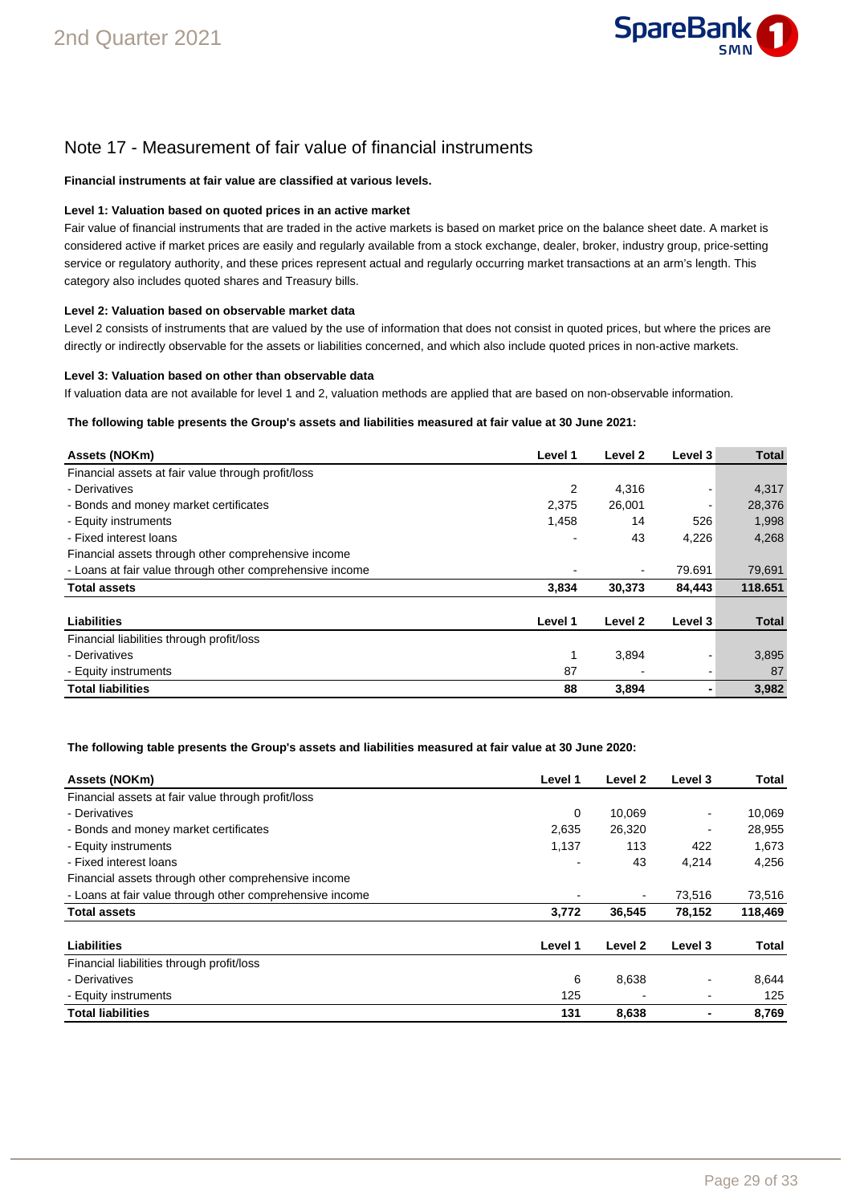# Note 17 - Measurement of fair value of financial instruments

**Financial instruments at fair value are classified at various levels.**

**Level 1: Valuation based on quoted prices in an active market**

Fair value of financial instruments that are traded in the active markets is based on market price on the balance sheet date. A market is considered active if market prices are easily and regularly available from a stock exchange, dealer, broker, industry group, price-setting service or regulatory authority, and these prices represent actual and regularly occurring market transactions at an arm's length. This category also includes quoted shares and Treasury bills.

**Level 2: Valuation based on observable market data**

Level 2 consists of instruments that are valued by the use of information that does not consist in quoted prices, but where the prices are directly or indirectly observable for the assets or liabilities concerned, and which also include quoted prices in non-active markets.

**Level 3: Valuation based on other than observable data**

If valuation data are not available for level 1 and 2, valuation methods are applied that are based on non-observable information.

**The following table presents the Group's assets and liabilities measured at fair value at 30 June 2021:**

| Assets (NOKm) | Level 1 | Level 2 | Level 3 | Total |
|---|---|---|---|---|
| Financial assets at fair value through profit/loss | | | | |
| - Derivatives | 2 | 4,316 | - | 4,317 |
| - Bonds and money market certificates | 2,375 | 26,001 | - | 28,376 |
| - Equity instruments | 1,458 | 14 | 526 | 1,998 |
| - Fixed interest loans | - | 43 | 4,226 | 4,268 |
| Financial assets through other comprehensive income | | | | |
| - Loans at fair value through other comprehensive income | - | - | 79.691 | 79,691 |
| **Total assets** | **3,834** | **30,373** | **84,443** | **118.651** |

| Liabilities | Level 1 | Level 2 | Level 3 | Total |
|---|---|---|---|---|
| Financial liabilities through profit/loss | | | | |
| - Derivatives | 1 | 3,894 | - | 3,895 |
| - Equity instruments | 87 | - | - | 87 |
| **Total liabilities** | **88** | **3,894** | **-** | **3,982** |

**The following table presents the Group's assets and liabilities measured at fair value at 30 June 2020:**

| Assets (NOKm) | Level 1 | Level 2 | Level 3 | Total |
|---|---|---|---|---|
| Financial assets at fair value through profit/loss | | | | |
| - Derivatives | 0 | 10,069 | - | 10,069 |
| - Bonds and money market certificates | 2,635 | 26,320 | - | 28,955 |
| - Equity instruments | 1,137 | 113 | 422 | 1,673 |
| - Fixed interest loans | - | 43 | 4,214 | 4,256 |
| Financial assets through other comprehensive income | | | | |
| - Loans at fair value through other comprehensive income | - | - | 73,516 | 73,516 |
| **Total assets** | **3,772** | **36,545** | **78,152** | **118,469** |

| Liabilities | Level 1 | Level 2 | Level 3 | Total |
|---|---|---|---|---|
| Financial liabilities through profit/loss | | | | |
| - Derivatives | 6 | 8,638 | - | 8,644 |
| - Equity instruments | 125 | - | - | 125 |
| **Total liabilities** | **131** | **8,638** | **-** | **8,769** |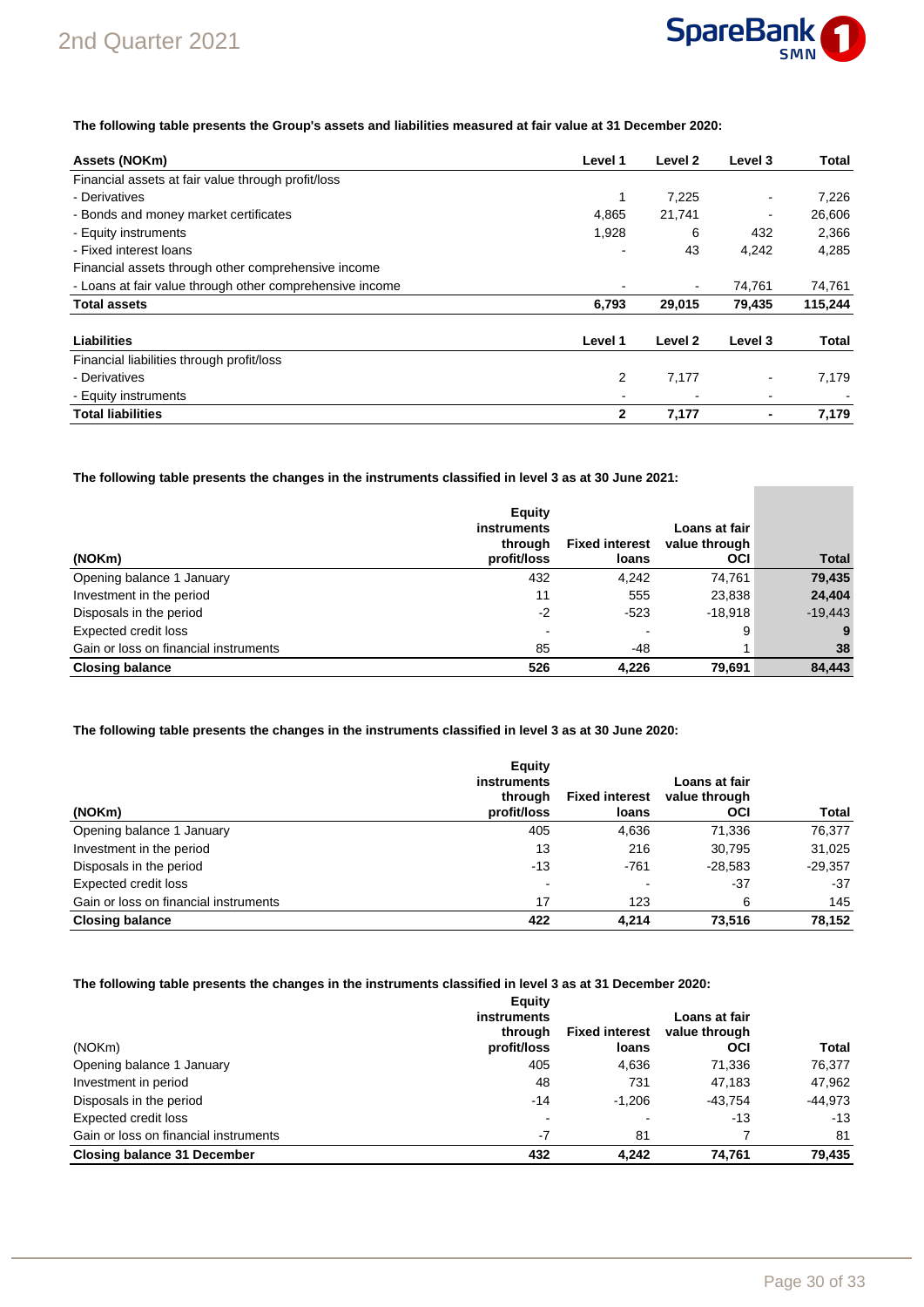**The following table presents the Group's assets and liabilities measured at fair value at 31 December 2020:**

| Assets (NOKm) | Level 1 | Level 2 | Level 3 | Total |
|---|---|---|---|---|
| Financial assets at fair value through profit/loss | | | | |
| - Derivatives | 1 | 7,225 | - | 7,226 |
| - Bonds and money market certificates | 4,865 | 21,741 | - | 26,606 |
| - Equity instruments | 1,928 | 6 | 432 | 2,366 |
| - Fixed interest loans | - | 43 | 4,242 | 4,285 |
| Financial assets through other comprehensive income | | | | |
| - Loans at fair value through other comprehensive income | - | - | 74,761 | 74,761 |
| **Total assets** | **6,793** | **29,015** | **79,435** | **115,244** |

| Liabilities | Level 1 | Level 2 | Level 3 | Total |
|---|---|---|---|---|
| Financial liabilities through profit/loss | | | | |
| - Derivatives | 2 | 7,177 | - | 7,179 |
| - Equity instruments | - | - | - | - |
| **Total liabilities** | **2** | **7,177** | **-** | **7,179** |

**The following table presents the changes in the instruments classified in level 3 as at 30 June 2021:**

| (NOKm) | Equity instruments through profit/loss | Fixed interest loans | Loans at fair value through OCI | Total |
|---|---|---|---|---|
| Opening balance 1 January | 432 | 4,242 | 74,761 | **79,435** |
| Investment in the period | 11 | 555 | 23,838 | **24,404** |
| Disposals in the period | -2 | -523 | -18,918 | -19,443 |
| Expected credit loss | - | - | 9 | **9** |
| Gain or loss on financial instruments | 85 | -48 | 1 | **38** |
| **Closing balance** | **526** | **4,226** | **79,691** | **84,443** |

**The following table presents the changes in the instruments classified in level 3 as at 30 June 2020:**

| (NOKm) | Equity instruments through profit/loss | Fixed interest loans | Loans at fair value through OCI | Total |
|---|---|---|---|---|
| Opening balance 1 January | 405 | 4,636 | 71,336 | 76,377 |
| Investment in the period | 13 | 216 | 30,795 | 31,025 |
| Disposals in the period | -13 | -761 | -28,583 | -29,357 |
| Expected credit loss | - | - | -37 | -37 |
| Gain or loss on financial instruments | 17 | 123 | 6 | 145 |
| **Closing balance** | **422** | **4,214** | **73,516** | **78,152** |

**The following table presents the changes in the instruments classified in level 3 as at 31 December 2020:**

| (NOKm) | Equity instruments through profit/loss | Fixed interest loans | Loans at fair value through OCI | Total |
|---|---|---|---|---|
| Opening balance 1 January | 405 | 4,636 | 71,336 | 76,377 |
| Investment in period | 48 | 731 | 47,183 | 47,962 |
| Disposals in the period | -14 | -1,206 | -43,754 | -44,973 |
| Expected credit loss | - | - | -13 | -13 |
| Gain or loss on financial instruments | -7 | 81 | 7 | 81 |
| **Closing balance 31 December** | **432** | **4,242** | **74,761** | **79,435** |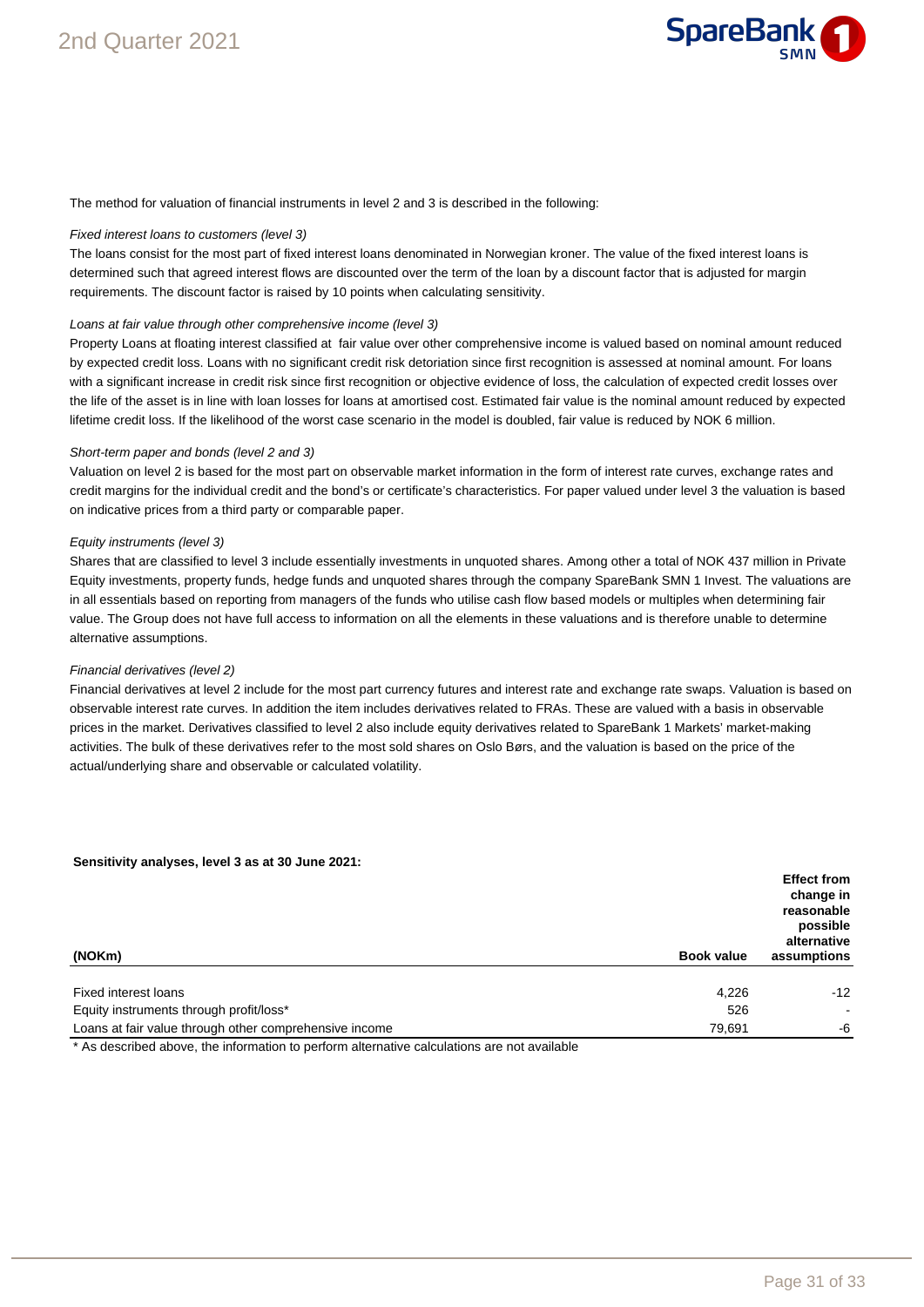The method for valuation of financial instruments in level 2 and 3 is described in the following:

*Fixed interest loans to customers (level 3)*

The loans consist for the most part of fixed interest loans denominated in Norwegian kroner. The value of the fixed interest loans is determined such that agreed interest flows are discounted over the term of the loan by a discount factor that is adjusted for margin requirements. The discount factor is raised by 10 points when calculating sensitivity.

*Loans at fair value through other comprehensive income (level 3)*

Property Loans at floating interest classified at fair value over other comprehensive income is valued based on nominal amount reduced by expected credit loss. Loans with no significant credit risk detoriation since first recognition is assessed at nominal amount. For loans with a significant increase in credit risk since first recognition or objective evidence of loss, the calculation of expected credit losses over the life of the asset is in line with loan losses for loans at amortised cost. Estimated fair value is the nominal amount reduced by expected lifetime credit loss. If the likelihood of the worst case scenario in the model is doubled, fair value is reduced by NOK 6 million.

*Short-term paper and bonds (level 2 and 3)*

Valuation on level 2 is based for the most part on observable market information in the form of interest rate curves, exchange rates and credit margins for the individual credit and the bond's or certificate's characteristics. For paper valued under level 3 the valuation is based on indicative prices from a third party or comparable paper.

*Equity instruments (level 3)*

Shares that are classified to level 3 include essentially investments in unquoted shares. Among other a total of NOK 437 million in Private Equity investments, property funds, hedge funds and unquoted shares through the company SpareBank SMN 1 Invest. The valuations are in all essentials based on reporting from managers of the funds who utilise cash flow based models or multiples when determining fair value. The Group does not have full access to information on all the elements in these valuations and is therefore unable to determine alternative assumptions.

*Financial derivatives (level 2)*

Financial derivatives at level 2 include for the most part currency futures and interest rate and exchange rate swaps. Valuation is based on observable interest rate curves. In addition the item includes derivatives related to FRAs. These are valued with a basis in observable prices in the market. Derivatives classified to level 2 also include equity derivatives related to SpareBank 1 Markets' market-making activities. The bulk of these derivatives refer to the most sold shares on Oslo Børs, and the valuation is based on the price of the actual/underlying share and observable or calculated volatility.

**Sensitivity analyses, level 3 as at 30 June 2021:**

| (NOKm) | Book value | Effect from change in reasonable possible alternative assumptions |
|---|---|---|
| Fixed interest loans | 4,226 | -12 |
| Equity instruments through profit/loss* | 526 | - |
| Loans at fair value through other comprehensive income | 79,691 | -6 |

* As described above, the information to perform alternative calculations are not available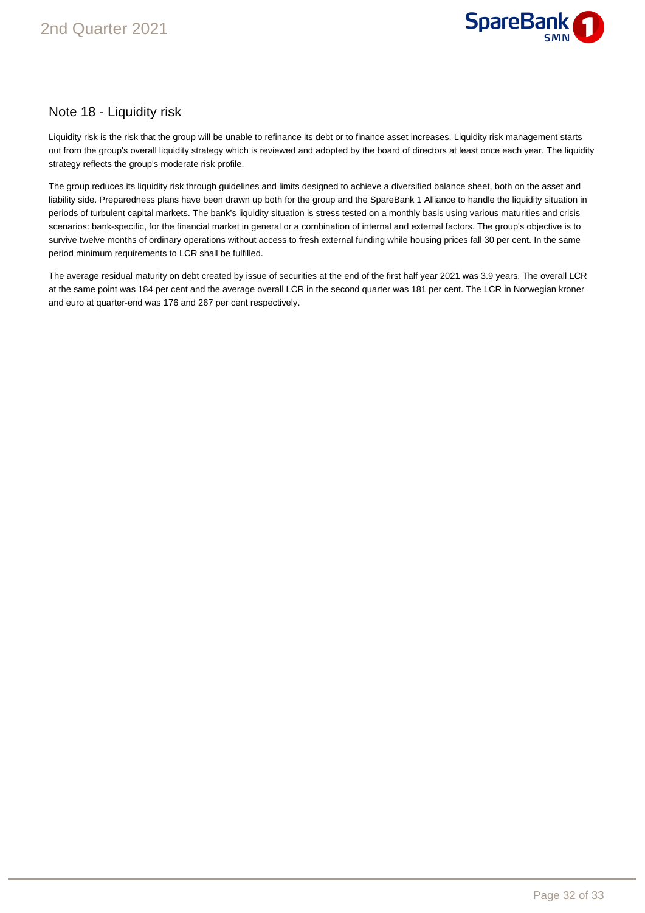## Note 18 - Liquidity risk

Liquidity risk is the risk that the group will be unable to refinance its debt or to finance asset increases. Liquidity risk management starts out from the group's overall liquidity strategy which is reviewed and adopted by the board of directors at least once each year. The liquidity strategy reflects the group's moderate risk profile.

The group reduces its liquidity risk through guidelines and limits designed to achieve a diversified balance sheet, both on the asset and liability side. Preparedness plans have been drawn up both for the group and the SpareBank 1 Alliance to handle the liquidity situation in periods of turbulent capital markets. The bank's liquidity situation is stress tested on a monthly basis using various maturities and crisis scenarios: bank-specific, for the financial market in general or a combination of internal and external factors. The group's objective is to survive twelve months of ordinary operations without access to fresh external funding while housing prices fall 30 per cent. In the same period minimum requirements to LCR shall be fulfilled.

The average residual maturity on debt created by issue of securities at the end of the first half year 2021 was 3.9 years. The overall LCR at the same point was 184 per cent and the average overall LCR in the second quarter was 181 per cent. The LCR in Norwegian kroner and euro at quarter-end was 176 and 267 per cent respectively.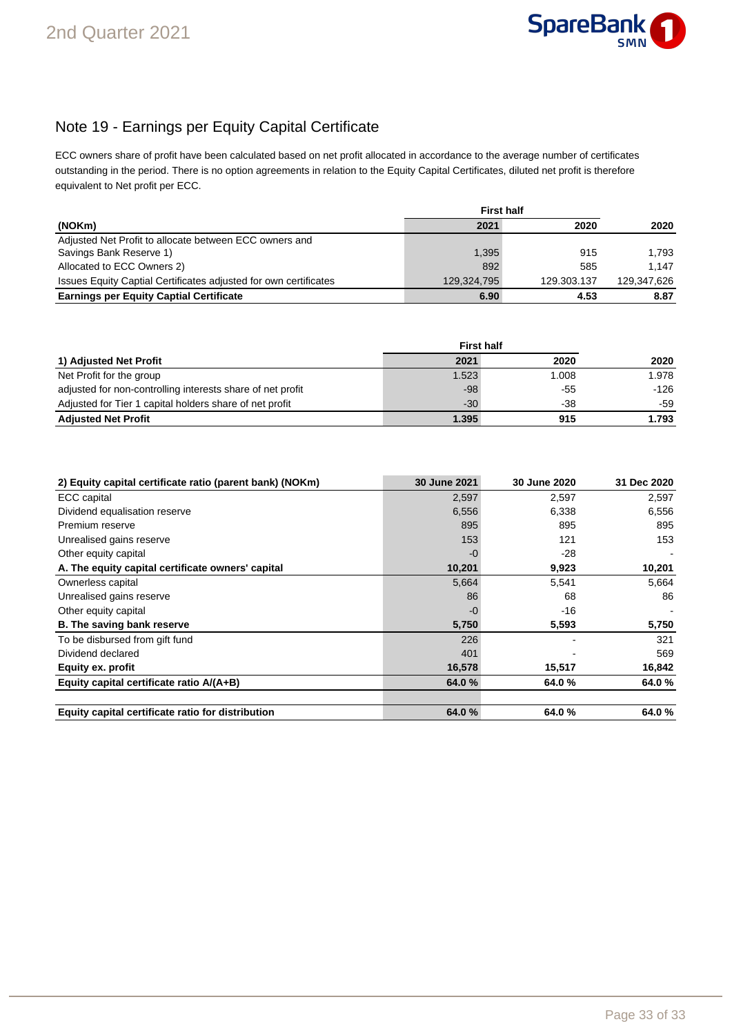## Note 19 - Earnings per Equity Capital Certificate

ECC owners share of profit have been calculated based on net profit allocated in accordance to the average number of certificates outstanding in the period. There is no option agreements in relation to the Equity Capital Certificates, diluted net profit is therefore equivalent to Net profit per ECC.

| | First half | | |
|---|---|---|---|
| **(NOKm)** | **2021** | **2020** | **2020** |
| Adjusted Net Profit to allocate between ECC owners and Savings Bank Reserve 1) | 1,395 | 915 | 1,793 |
| Allocated to ECC Owners 2) | 892 | 585 | 1,147 |
| Issues Equity Captial Certificates adjusted for own certificates | 129,324,795 | 129.303.137 | 129,347,626 |
| **Earnings per Equity Captial Certificate** | **6.90** | **4.53** | **8.87** |

| | First half | | |
|---|---|---|---|
| **1) Adjusted Net Profit** | **2021** | **2020** | **2020** |
| Net Profit for the group | 1.523 | 1.008 | 1.978 |
| adjusted for non-controlling interests share of net profit | -98 | -55 | -126 |
| Adjusted for Tier 1 capital holders share of net profit | -30 | -38 | -59 |
| **Adjusted Net Profit** | **1.395** | **915** | **1.793** |

| **2) Equity capital certificate ratio (parent bank) (NOKm)** | **30 June 2021** | **30 June 2020** | **31 Dec 2020** |
|---|---|---|---|
| ECC capital | 2,597 | 2,597 | 2,597 |
| Dividend equalisation reserve | 6,556 | 6,338 | 6,556 |
| Premium reserve | 895 | 895 | 895 |
| Unrealised gains reserve | 153 | 121 | 153 |
| Other equity capital | -0 | -28 | - |
| **A. The equity capital certificate owners' capital** | **10,201** | **9,923** | **10,201** |
| Ownerless capital | 5,664 | 5,541 | 5,664 |
| Unrealised gains reserve | 86 | 68 | 86 |
| Other equity capital | -0 | -16 | - |
| **B. The saving bank reserve** | **5,750** | **5,593** | **5,750** |
| To be disbursed from gift fund | 226 | - | 321 |
| Dividend declared | 401 | - | 569 |
| **Equity ex. profit** | **16,578** | **15,517** | **16,842** |
| **Equity capital certificate ratio A/(A+B)** | **64.0 %** | **64.0 %** | **64.0 %** |
| | | | |
| **Equity capital certificate ratio for distribution** | **64.0 %** | **64.0 %** | **64.0 %** |